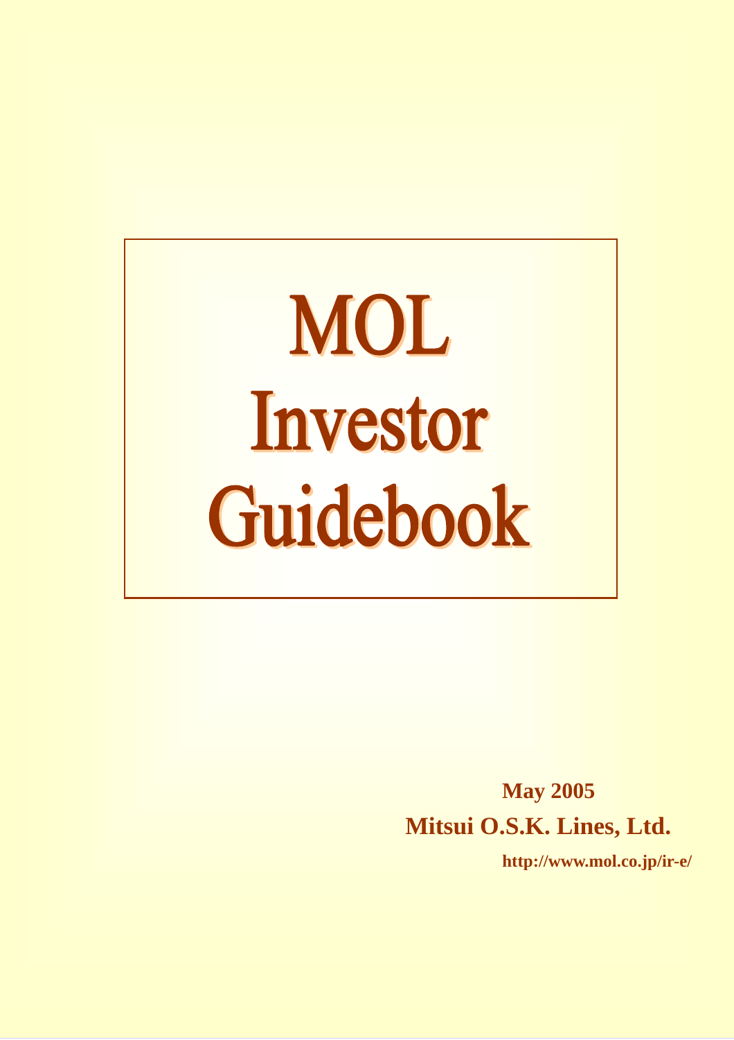# MOL Investor Guidebook

**May 2005**

**Mitsui O.S.K. Lines, Ltd.**

**http://www.mol.co.jp/ir-e/**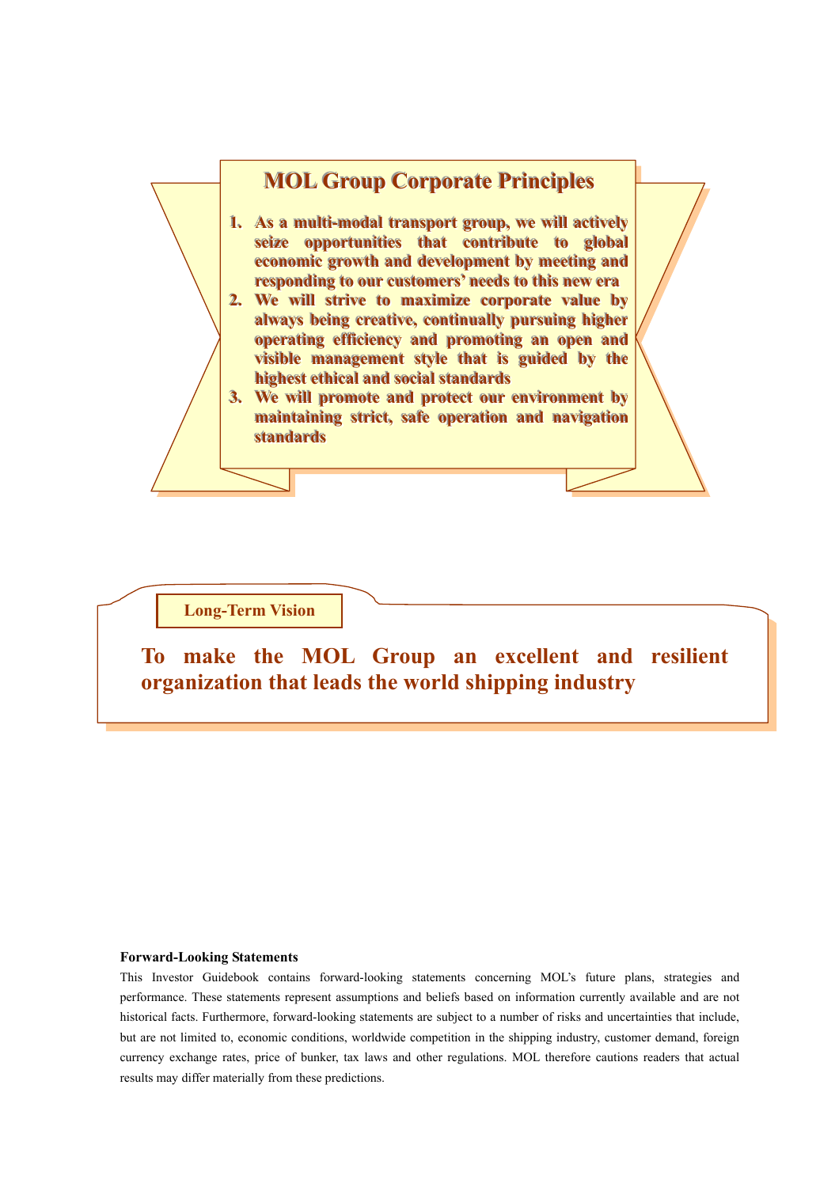## MOL Group Corporate Principles

1. As a multi-modal transport group, we will actively seize opportunities that contribute to global economic growth and development by meeting and responding to our customers' needs to this new era
2. We will strive to maximize corporate value by always being creative, continually pursuing higher operating efficiency and promoting an open and visible management style that is guided by the highest ethical and social standards
3. We will promote and protect our environment by maintaining strict, safe operation and navigation standards

## Long-Term Vision

**To make the MOL Group an excellent and resilient organization that leads the world shipping industry**

**Forward-Looking Statements**

This Investor Guidebook contains forward-looking statements concerning MOL's future plans, strategies and performance. These statements represent assumptions and beliefs based on information currently available and are not historical facts. Furthermore, forward-looking statements are subject to a number of risks and uncertainties that include, but are not limited to, economic conditions, worldwide competition in the shipping industry, customer demand, foreign currency exchange rates, price of bunker, tax laws and other regulations. MOL therefore cautions readers that actual results may differ materially from these predictions.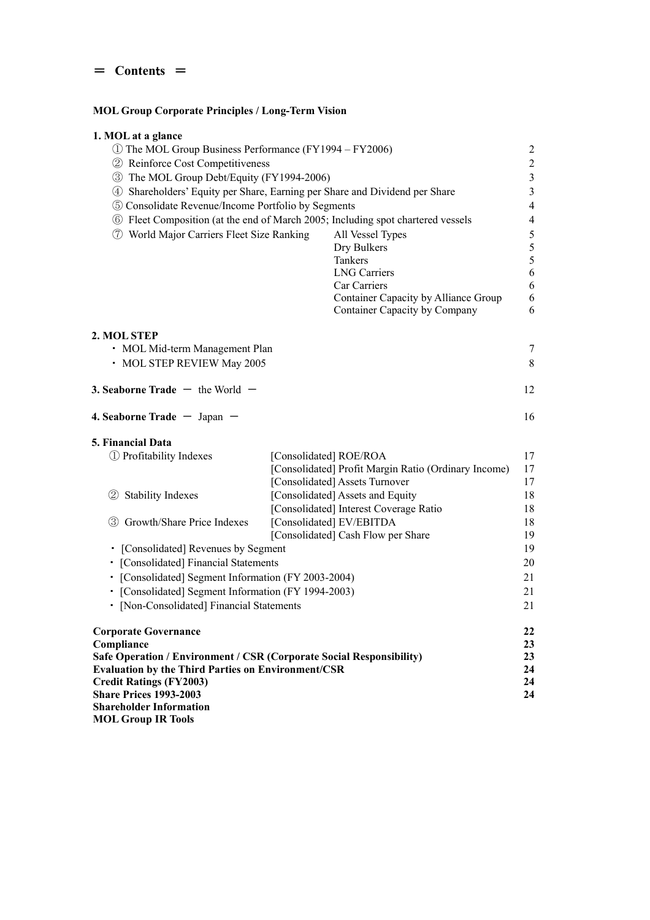# ＝ Contents ＝

**MOL Group Corporate Principles / Long-Term Vision**

**1. MOL at a glance**

| | | |
|---|---|---|
| ① The MOL Group Business Performance (FY1994 – FY2006) | | 2 |
| ② Reinforce Cost Competitiveness | | 2 |
| ③ The MOL Group Debt/Equity (FY1994-2006) | | 3 |
| ④ Shareholders' Equity per Share, Earning per Share and Dividend per Share | | 3 |
| ⑤ Consolidate Revenue/Income Portfolio by Segments | | 4 |
| ⑥ Fleet Composition (at the end of March 2005; Including spot chartered vessels | | 4 |
| ⑦ World Major Carriers Fleet Size Ranking | All Vessel Types | 5 |
| | Dry Bulkers | 5 |
| | Tankers | 5 |
| | LNG Carriers | 6 |
| | Car Carriers | 6 |
| | Container Capacity by Alliance Group | 6 |
| | Container Capacity by Company | 6 |

**2. MOL STEP**

| | |
|---|---|
| ・ MOL Mid-term Management Plan | 7 |
| ・ MOL STEP REVIEW May 2005 | 8 |

| | |
|---|---|
| **3. Seaborne Trade** － the World － | 12 |
| **4. Seaborne Trade** － Japan － | 16 |

**5. Financial Data**

| | | |
|---|---|---|
| ① Profitability Indexes | [Consolidated] ROE/ROA | 17 |
| | [Consolidated] Profit Margin Ratio (Ordinary Income) | 17 |
| | [Consolidated] Assets Turnover | 17 |
| ② Stability Indexes | [Consolidated] Assets and Equity | 18 |
| | [Consolidated] Interest Coverage Ratio | 18 |
| ③ Growth/Share Price Indexes | [Consolidated] EV/EBITDA | 18 |
| | [Consolidated] Cash Flow per Share | 19 |
| ・ [Consolidated] Revenues by Segment | | 19 |
| ・ [Consolidated] Financial Statements | | 20 |
| ・ [Consolidated] Segment Information (FY 2003-2004) | | 21 |
| ・ [Consolidated] Segment Information (FY 1994-2003) | | 21 |
| ・ [Non-Consolidated] Financial Statements | | 21 |

| | |
|---|---|
| **Corporate Governance** | **22** |
| **Compliance** | **23** |
| **Safe Operation / Environment / CSR (Corporate Social Responsibility)** | **23** |
| **Evaluation by the Third Parties on Environment/CSR** | **24** |
| **Credit Ratings (FY2003)** | **24** |
| **Share Prices 1993-2003** | **24** |
| **Shareholder Information** | |
| **MOL Group IR Tools** | |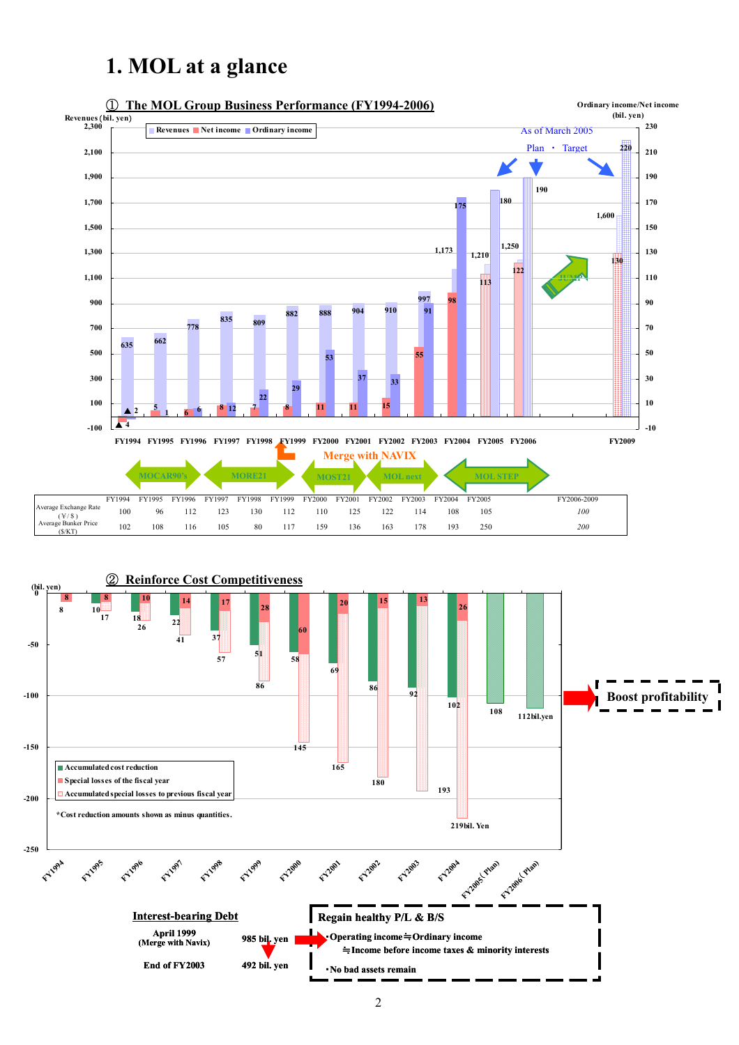# 1. MOL at a glance

## ① The MOL Group Business Performance (FY1994-2006)

Revenues (bil. yen)

Ordinary income/Net income (bil. yen)

Revenues / Net income / Ordinary income

As of March 2005

Plan ・ Target

JUMP

FY1994 FY1995 FY1996 FY1997 FY1998 FY1999 FY2000 FY2001 FY2002 FY2003 FY2004 FY2005 FY2006 FY2009

635 662 778 835 809 882 888 904 910 997 1,173 1,210 1,250 1,600

▲4 ▲2 5 1 6 6 8 12 7 22 8 29 11 53 11 37 15 33 55 91 98 175 113 180 122 190 130 220

Merge with NAVIX

MOCAR90's MORE21 MOST21 MOL next MOL STEP

| | FY1994 | FY1995 | FY1996 | FY1997 | FY1998 | FY1999 | FY2000 | FY2001 | FY2002 | FY2003 | FY2004 | FY2005 | FY2006-2009 |
|---|---|---|---|---|---|---|---|---|---|---|---|---|---|
| Average Exchange Rate (Y / $ ) | 100 | 96 | 112 | 123 | 130 | 112 | 110 | 125 | 122 | 114 | 108 | 105 | *100* |
| Average Bunker Price ($/KT) | 102 | 108 | 116 | 105 | 80 | 117 | 159 | 136 | 163 | 178 | 193 | 250 | *200* |

## ② Reinforce Cost Competitiveness

(bil. yen)

Accumulated cost reduction

Special losses of the fiscal year

Accumulated special losses to previous fiscal year

*Cost reduction amounts shown as minus quantities.

FY1994 FY1995 FY1996 FY1997 FY1998 FY1999 FY2000 FY2001 FY2002 FY2003 FY2004 FY2005( Plan) FY2006 ( Plan)

8 8 10 8 17 18 10 26 22 14 41 37 17 57 51 28 86 58 60 145 69 20 165 86 15 180 92 13 193 102 26 219bil. Yen 108 112bil.yen

Boost profitability

**Interest-bearing Debt**

April 1999 (Merge with Navix) 985 bil. yen

End of FY2003 492 bil. yen

**Regain healthy P/L & B/S**

- Operating income≒Ordinary income ≒Income before income taxes & minority interests
- No bad assets remain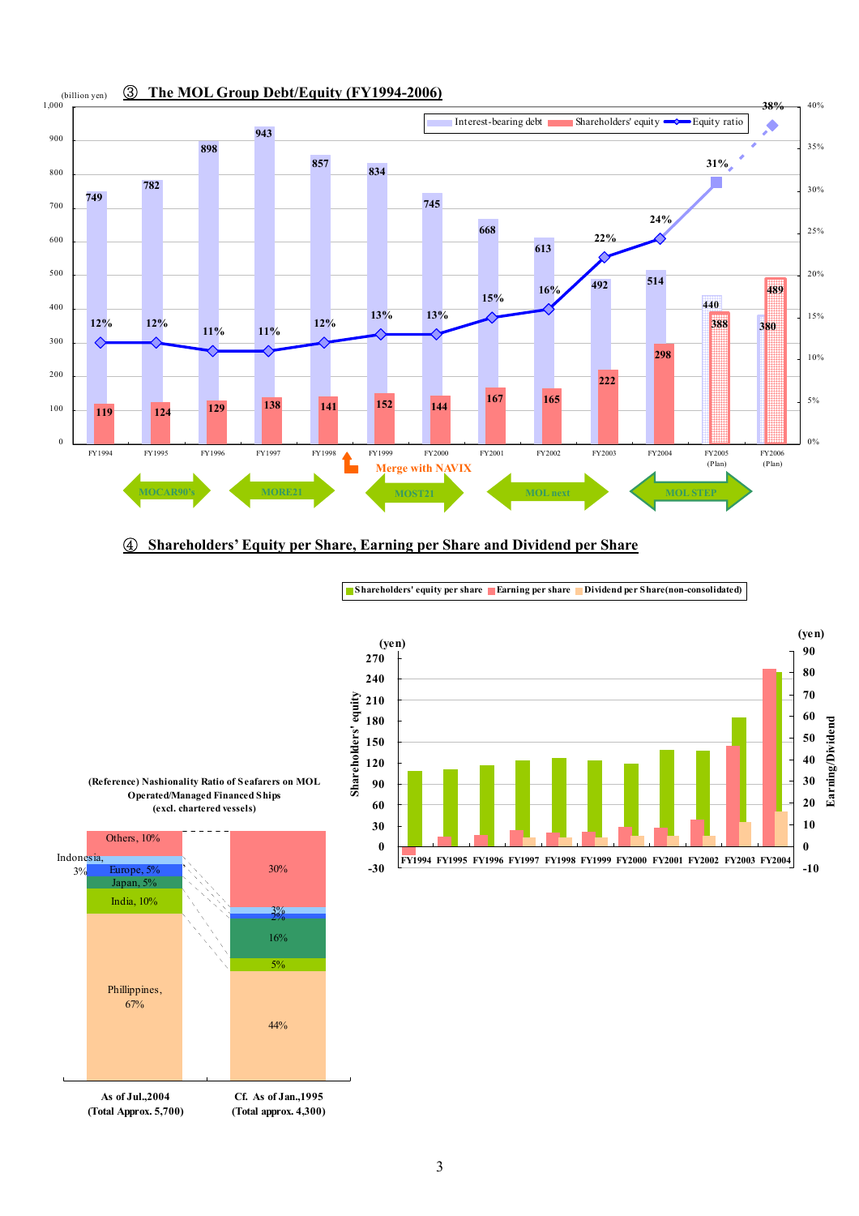## ③ The MOL Group Debt/Equity (FY1994-2006)

(billion yen)

Interest-bearing debt | Shareholders' equity | Equity ratio

1,000
900
800
700
600
500
400
300
200
100
0

40%
35%
30%
25%
20%
15%
10%
5%
0%

749
782
898
943
857
834
745
668
613
492
514
440
380

119
124
129
138
141
152
144
167
165
222
298
388
489

12%
12%
11%
11%
12%
13%
13%
15%
16%
22%
24%
31%
38%

FY1994
FY1995
FY1996
FY1997
FY1998
FY1999
FY2000
FY2001
FY2002
FY2003
FY2004
FY2005 (Plan)
FY2006 (Plan)

Merge with NAVIX

MOCAR90's
MORE21
MOST21
MOL next
MOL STEP

## ④ Shareholders' Equity per Share, Earning per Share and Dividend per Share

Shareholders' equity per share | Earning per share | Dividend per Share(non-consolidated)

(yen)
Shareholders' equity
270
240
210
180
150
120
90
60
30
0
-30

(yen)
Earning/Dividend
90
80
70
60
50
40
30
20
10
0
-10

FY1994
FY1995
FY1996
FY1997
FY1998
FY1999
FY2000
FY2001
FY2002
FY2003
FY2004

(Reference) Nashionality Ratio of Seafarers on MOL Operated/Managed Financed Ships (excl. chartered vessels)

As of Jul.,2004 (Total Approx. 5,700)

Others, 10%
Indonesia, 3%
Europe, 5%
Japan, 5%
India, 10%
Phillippines, 67%

Cf. As of Jan.,1995 (Total approx. 4,300)

30%
3%
2%
16%
5%
44%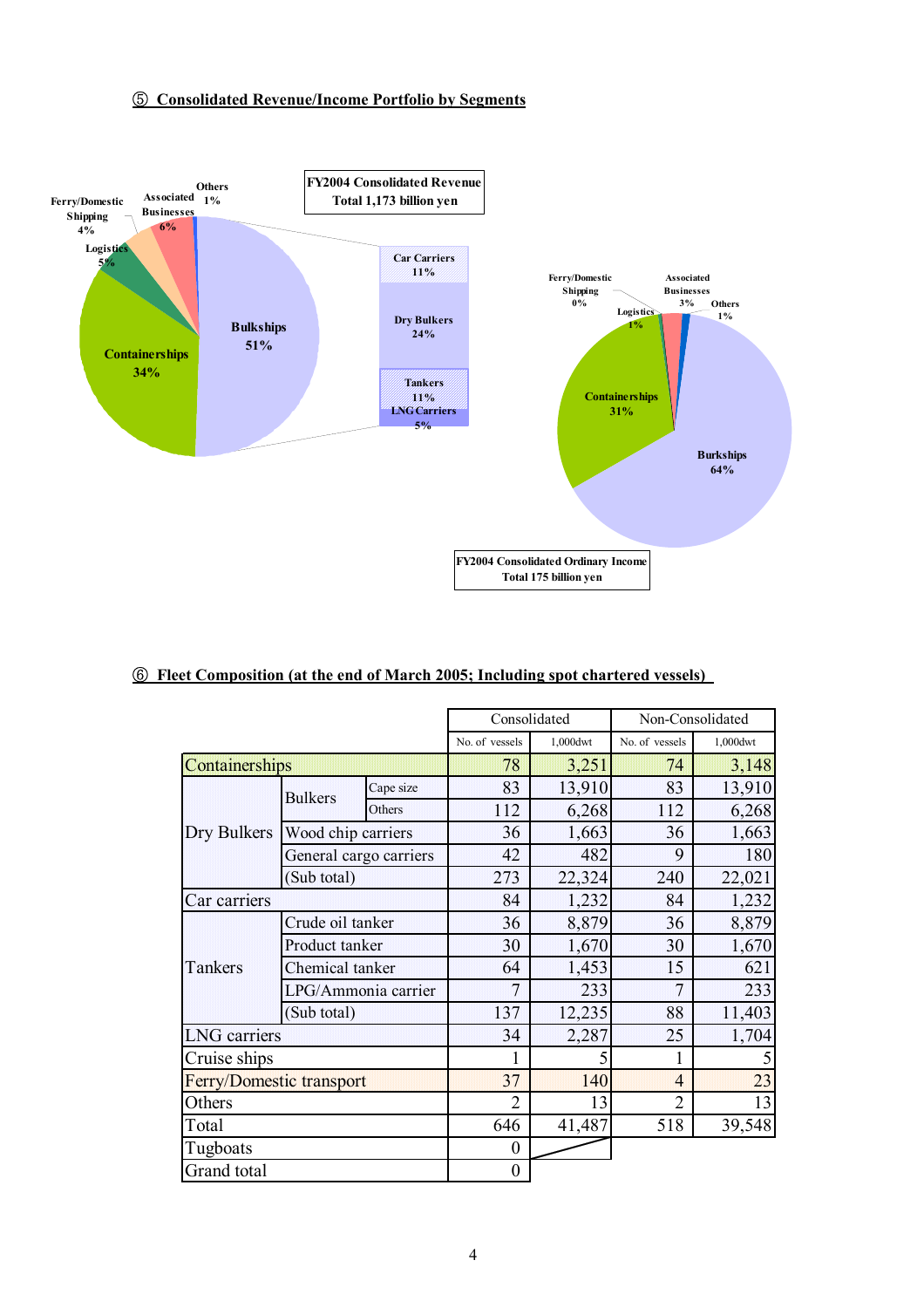## ⑤ Consolidated Revenue/Income Portfolio by Segments

FY2004 Consolidated Revenue
Total 1,173 billion yen

Others 1%
Associated Businesses 6%
Ferry/Domestic Shipping 4%
Logistics 5%
Containerships 34%
Bulkships 51%

Car Carriers 11%
Dry Bulkers 24%
Tankers 11%
LNG Carriers 5%

Ferry/Domestic Shipping 0%
Associated Businesses 3%
Others 1%
Logistics 1%
Containerships 31%
Burkships 64%

FY2004 Consolidated Ordinary Income
Total 175 billion yen

## ⑥ Fleet Composition (at the end of March 2005; Including spot chartered vessels)

| | | | Consolidated | | Non-Consolidated | |
|---|---|---|---|---|---|---|
| | | | No. of vessels | 1,000dwt | No. of vessels | 1,000dwt |
| Containerships | | | 78 | 3,251 | 74 | 3,148 |
| Dry Bulkers | Bulkers | Cape size | 83 | 13,910 | 83 | 13,910 |
| | | Others | 112 | 6,268 | 112 | 6,268 |
| | Wood chip carriers | | 36 | 1,663 | 36 | 1,663 |
| | General cargo carriers | | 42 | 482 | 9 | 180 |
| | (Sub total) | | 273 | 22,324 | 240 | 22,021 |
| Car carriers | | | 84 | 1,232 | 84 | 1,232 |
| Tankers | Crude oil tanker | | 36 | 8,879 | 36 | 8,879 |
| | Product tanker | | 30 | 1,670 | 30 | 1,670 |
| | Chemical tanker | | 64 | 1,453 | 15 | 621 |
| | LPG/Ammonia carrier | | 7 | 233 | 7 | 233 |
| | (Sub total) | | 137 | 12,235 | 88 | 11,403 |
| LNG carriers | | | 34 | 2,287 | 25 | 1,704 |
| Cruise ships | | | 1 | 5 | 1 | 5 |
| Ferry/Domestic transport | | | 37 | 140 | 4 | 23 |
| Others | | | 2 | 13 | 2 | 13 |
| Total | | | 646 | 41,487 | 518 | 39,548 |
| Tugboats | | | 0 | | | |
| Grand total | | | 0 | | | |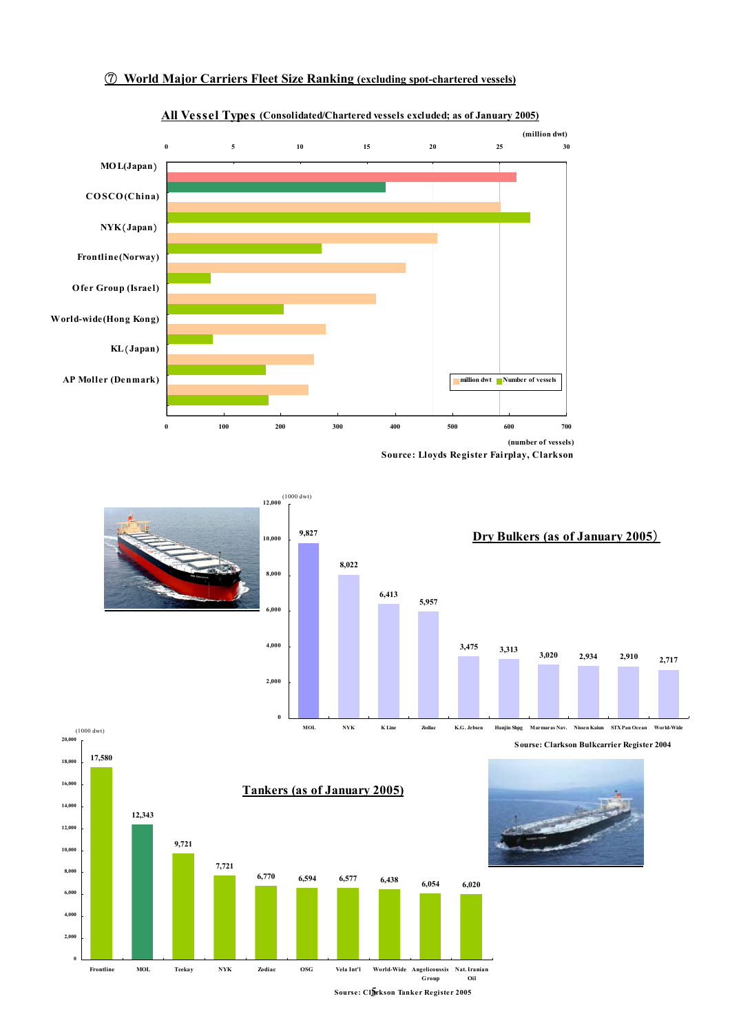## ⑦ World Major Carriers Fleet Size Ranking (excluding spot-chartered vessels)

### All Vessel Types (Consolidated/Chartered vessels excluded; as of January 2005)

(million dwt)

0 5 10 15 20 25 30

MOL(Japan)
COSCO(China)
NYK(Japan)
Frontline(Norway)
Ofer Group (Israel)
World-wide(Hong Kong)
KL(Japan)
AP Moller (Denmark)

million dwt
Number of vessels

0 100 200 300 400 500 600 700

(number of vessels)

Source: Lloyds Register Fairplay, Clarkson

### Dry Bulkers (as of January 2005)

(1000 dwt)

12,000
10,000
8,000
6,000
4,000
2,000
0

MOL 9,827
NYK 8,022
K Line 6,413
Zodiac 5,957
K.G. Jebsen 3,475
Hanjin Shpg 3,313
Marmaras Nav. 3,020
Nissen Kaiun 2,934
STX Pan Ocean 2,910
World-Wide 2,717

Sourse: Clarkson Bulkcarrier Register 2004

### Tankers (as of January 2005)

(1000 dwt)

20,000
18,000
16,000
14,000
12,000
10,000
8,000
6,000
4,000
2,000
0

Frontline 17,580
MOL 12,343
Teekay 9,721
NYK 7,721
Zodiac 6,770
OSG 6,594
Vela Int'l 6,577
World-Wide 6,438
Angelicoussis Group 6,054
Nat. Iranian Oil 6,020

Sourse: Clarkson Tanker Register 2005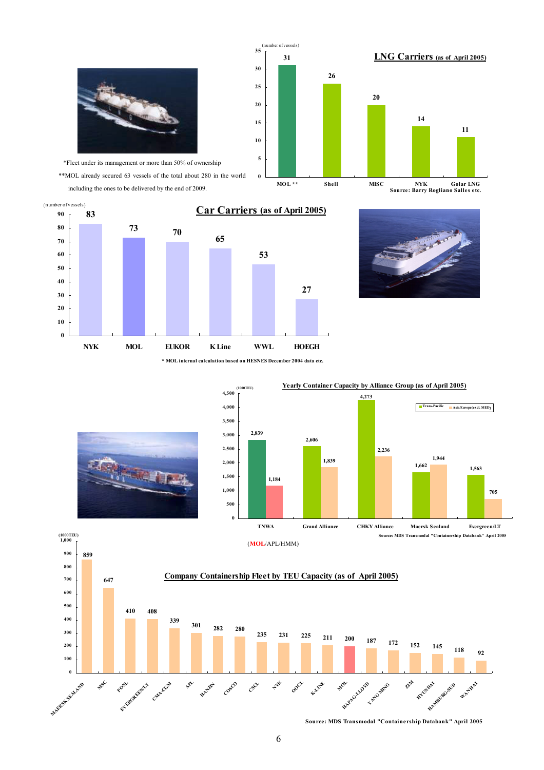## LNG Carriers (as of April 2005)

(number of vessels)

35
30
25
20
15
10
5
0

31
26
20
14
11

MOL **
Shell
MISC
NYK
Golar LNG

Source: Barry Rogliano Salles etc.

*Fleet under its management or more than 50% of ownership

**MOL already secured 63 vessels of the total about 280 in the world including the ones to be delivered by the end of 2009.

## Car Carriers (as of April 2005)

(number of vessels)

90
80
70
60
50
40
30
20
10
0

83
73
70
65
53
27

NYK
MOL
EUKOR
K Line
WWL
HOEGH

* MOL internal calculation based on HESNES December 2004 data etc.

## Yearly Container Capacity by Alliance Group (as of April 2005)

(1000TEU)

4,500
4,000
3,500
3,000
2,500
2,000
1,500
1,000
500
0

Trans-Pacific
Asia/Europe(excl. MED)

2,839
1,184
2,606
1,839
4,273
2,236
1,662
1,944
1,563
705

TNWA
Grand Alliance
CHKY Alliance
Maersk Sealand
Evergreen/LT

(MOL/APL/HMM)

Source: MDS Transmodal "Containership Databank" April 2005

## Company Containership Fleet by TEU Capacity (as of April 2005)

(1000TEU)

1,000
900
800
700
600
500
400
300
200
100
0

859
647
410
408
339
301
282
280
235
231
225
211
200
187
172
152
145
118
92

MAERSK SEALAND
MSC
PONL
EVERGREEN/LT
CMA-CGM
APL
HANJIN
COSCO
CSCL
NYK
OOCL
K-LINE
MOL
HAPAG-LLOYD
YANG MING
ZIM
HYUNDAI
HAMBURG-SUD
WANHAI

Source: MDS Transmodal "Containership Databank" April 2005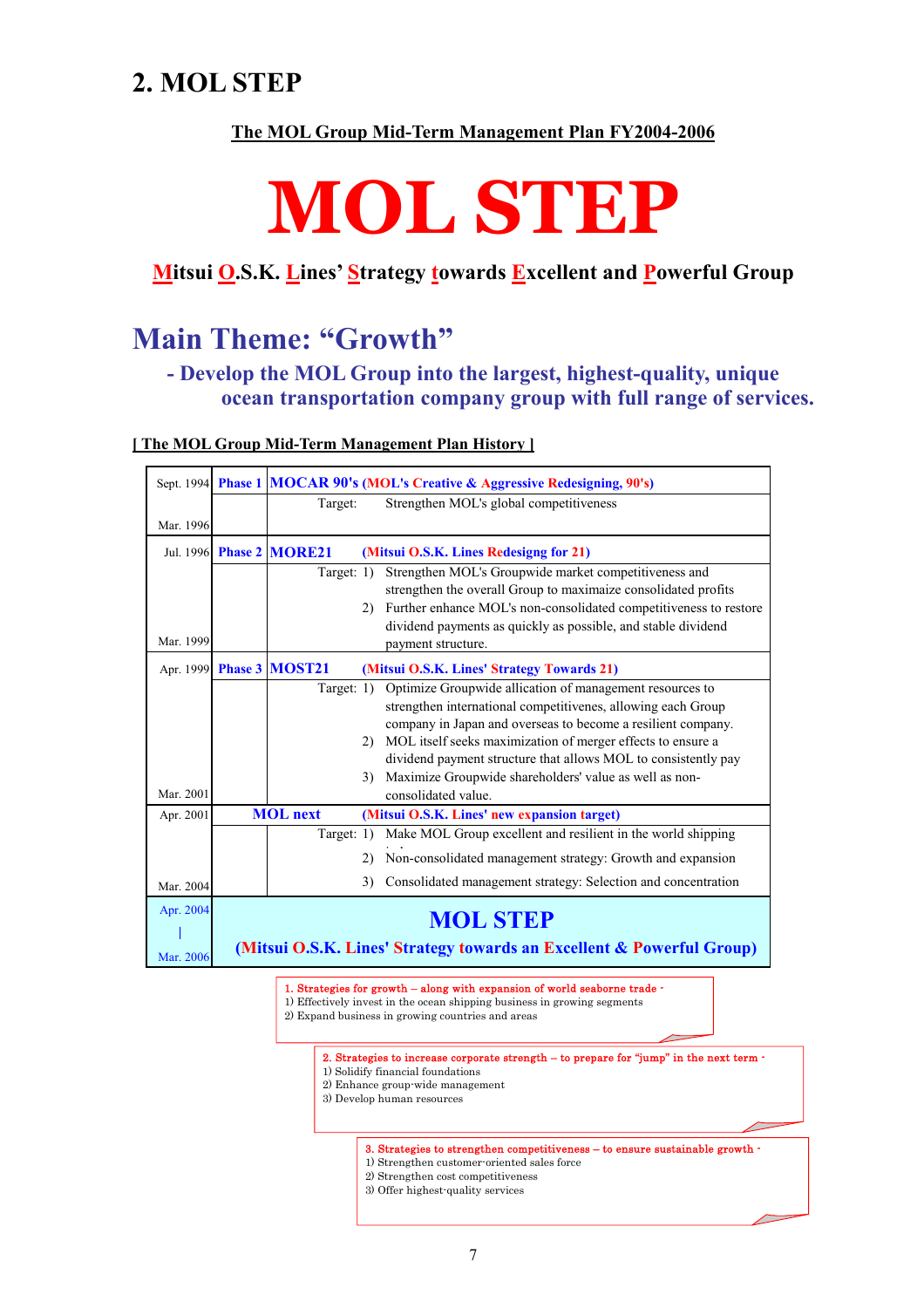## 2. MOL STEP

**The MOL Group Mid-Term Management Plan FY2004-2006**

# MOL STEP

**Mitsui O.S.K. Lines' Strategy towards Excellent and Powerful Group**

## Main Theme: "Growth"

**- Develop the MOL Group into the largest, highest-quality, unique ocean transportation company group with full range of services.**

**[ The MOL Group Mid-Term Management Plan History ]**

| | | | |
|---|---|---|---|
| Sept. 1994 – Mar. 1996 | Phase 1 | **MOCAR 90's (MOL's Creative & Aggressive Redesigning, 90's)** | Target: Strengthen MOL's global competitiveness |
| Jul. 1996 – Mar. 1999 | Phase 2 | **MORE21 (Mitsui O.S.K. Lines Redesign for 21)** | Target: 1) Strengthen MOL's Groupwide market competitiveness and strengthen the overall Group to maximaize consolidated profits<br>2) Further enhance MOL's non-consolidated competitiveness to restore dividend payments as quickly as possible, and stable dividend payment structure. |
| Apr. 1999 – Mar. 2001 | Phase 3 | **MOST21 (Mitsui O.S.K. Lines' Strategy Towards 21)** | Target: 1) Optimize Groupwide allication of management resources to strengthen international competitivenes, allowing each Group company in Japan and overseas to become a resilient company.<br>2) MOL itself seeks maximization of merger effects to ensure a dividend payment structure that allows MOL to consistently pay<br>3) Maximize Groupwide shareholders' value as well as non-consolidated value. |
| Apr. 2001 – Mar. 2004 | | **MOL next (Mitsui O.S.K. Lines' new expansion target)** | Target: 1) Make MOL Group excellent and resilient in the world shipping<br>2) Non-consolidated management strategy: Growth and expansion<br>3) Consolidated management strategy: Selection and concentration |
| Apr. 2004 – Mar. 2006 | | **MOL STEP (Mitsui O.S.K. Lines' Strategy towards an Excellent & Powerful Group)** | |

1. Strategies for growth – along with expansion of world seaborne trade -
   1) Effectively invest in the ocean shipping business in growing segments
   2) Expand business in growing countries and areas

2. Strategies to increase corporate strength – to prepare for "jump" in the next term -
   1) Solidify financial foundations
   2) Enhance group-wide management
   3) Develop human resources

3. Strategies to strengthen competitiveness – to ensure sustainable growth -
   1) Strengthen customer-oriented sales force
   2) Strengthen cost competitiveness
   3) Offer highest-quality services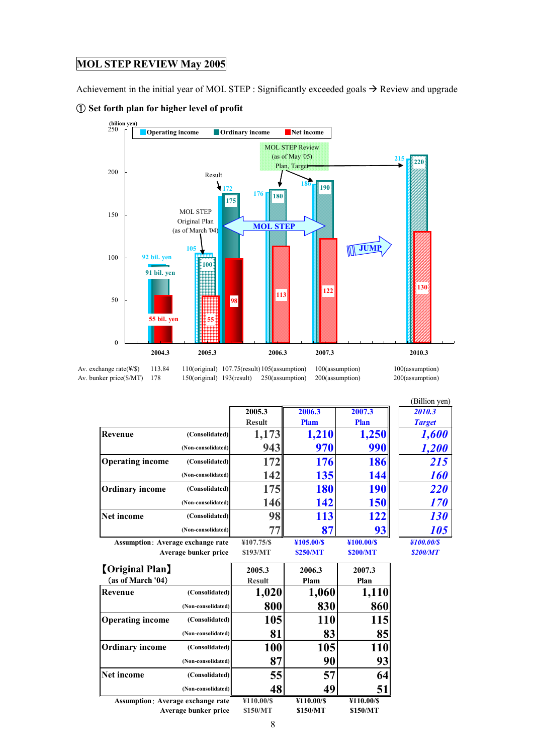# MOL STEP REVIEW May 2005

Achievement in the initial year of MOL STEP : Significantly exceeded goals → Review and upgrade

## ① Set forth plan for higher level of profit

(bilion yen)

Operating income / Ordinary income / Net income

250
200
150
100
50
0

MOL STEP Review (as of May '05) Plan, Target

Result

MOL STEP Original Plan (as of March '04)

MOL STEP

JUMP

92 bil. yen
91 bil. yen
55 bil. yen
105
100
55
172
175
98
176
180
113
186
190
122
215
220
130

2004.3 2005.3 2006.3 2007.3 2010.3

Av. exchange rate(¥/$) 113.84 110(original) 107.75(result) 105(assumption) 100(assumption) 100(assumption)

Av. bunker price($/MT) 178 150(original) 193(result) 250(assumption) 200(assumption) 200(assumption)

(Billion yen)

| | | 2005.3 Result | 2006.3 Plam | 2007.3 Plan | 2010.3 Target |
|---|---|---|---|---|---|
| Revenue | (Consolidated) | 1,173 | 1,210 | 1,250 | *1,600* |
| | (Non-consolidated) | 943 | 970 | 990 | *1,200* |
| Operating income | (Consolidated) | 172 | 176 | 186 | *215* |
| | (Non-consolidated) | 142 | 135 | 144 | *160* |
| Ordinary income | (Consolidated) | 175 | 180 | 190 | *220* |
| | (Non-consolidated) | 146 | 142 | 150 | *170* |
| Net income | (Consolidated) | 98 | 113 | 122 | *130* |
| | (Non-consolidated) | 77 | 87 | 93 | *105* |
| Assumption : Average exchange rate | | ¥107.75/$ | ¥105.00/$ | ¥100.00/$ | *¥100.00/$* |
| Average bunker price | | $193/MT | $250/MT | $200/MT | *$200/MT* |

【Original Plan】
(as of March '04)

| | | 2005.3 Result | 2006.3 Plam | 2007.3 Plan |
|---|---|---|---|---|
| Revenue | (Consolidated) | 1,020 | 1,060 | 1,110 |
| | (Non-consolidated) | 800 | 830 | 860 |
| Operating income | (Consolidated) | 105 | 110 | 115 |
| | (Non-consolidated) | 81 | 83 | 85 |
| Ordinary income | (Consolidated) | 100 | 105 | 110 |
| | (Non-consolidated) | 87 | 90 | 93 |
| Net income | (Consolidated) | 55 | 57 | 64 |
| | (Non-consolidated) | 48 | 49 | 51 |
| Assumption : Average exchange rate | | ¥110.00/$ | ¥110.00/$ | ¥110.00/$ |
| Average bunker price | | $150/MT | $150/MT | $150/MT |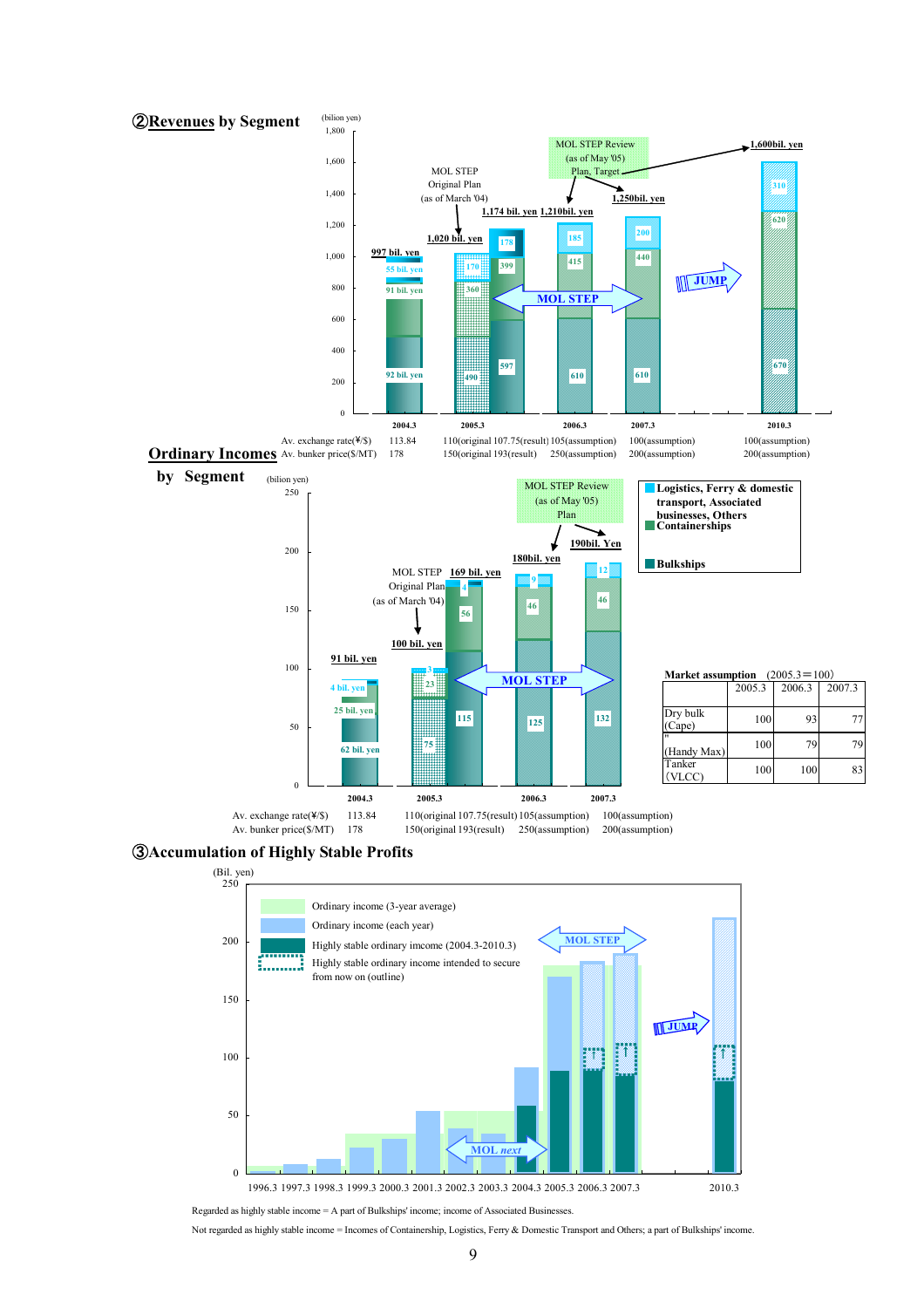## ②Revenues by Segment

(bilion yen)

1,800
1,600
1,400
1,200
1,000
800
600
400
200
0

MOL STEP Review (as of May '05) Plan, Target

MOL STEP Original Plan (as of March '04)

1,600bil. yen

1,174 bil. yen 1,210bil. yen

1,250bil. yen

1,020 bil. yen

997 bil. yen

55 bil. yen
91 bil. yen
92 bil. yen

170
360
490

178
399
597

185
415
610

200
440
610

310
620
670

MOL STEP

JUMP

2004.3 2005.3 2006.3 2007.3 2010.3

Av. exchange rate(¥/$) 113.84 110(original 107.75(result) 105(assumption) 100(assumption) 100(assumption)

Av. bunker price($/MT) 178 150(original 193(result) 250(assumption) 200(assumption) 200(assumption)

## Ordinary Incomes by Segment

(bilion yen)

250
200
150
100
50
0

MOL STEP Review (as of May '05) Plan

180bil. yen

190bil. Yen

MOL STEP Original Plan (as of March '04)

169 bil. yen

100 bil. yen

91 bil. yen

4 bil. yen
25 bil. yen
62 bil. yen

3
23
75

4
56
115

9
46
125

12
46
132

MOL STEP

Logistics, Ferry & domestic transport, Associated businesses, Others

Containerships

Bulkships

2004.3 2005.3 2006.3 2007.3

Av. exchange rate(¥/$) 113.84 110(original 107.75(result) 105(assumption) 100(assumption)

Av. bunker price($/MT) 178 150(original 193(result) 250(assumption) 200(assumption)

Market assumption (2005.3＝100)

| | 2005.3 | 2006.3 | 2007.3 |
|---|---|---|---|
| Dry bulk (Cape) | 100 | 93 | 77 |
| " (Handy Max) | 100 | 79 | 79 |
| Tanker (VLCC) | 100 | 100 | 83 |

## ③Accumulation of Highly Stable Profits

(Bil. yen)

250
200
150
100
50
0

Ordinary income (3-year average)

Ordinary income (each year)

Highly stable ordinary imcome (2004.3-2010.3)

Highly stable ordinary income intended to secure from now on (outline)

MOL STEP

JUMP

MOL next

1996.3 1997.3 1998.3 1999.3 2000.3 2001.3 2002.3 2003.3 2004.3 2005.3 2006.3 2007.3 2010.3

Regarded as highly stable income = A part of Bulkships' income; income of Associated Businesses.

Not regarded as highly stable income = Incomes of Containership, Logistics, Ferry & Domestic Transport and Others; a part of Bulkships' income.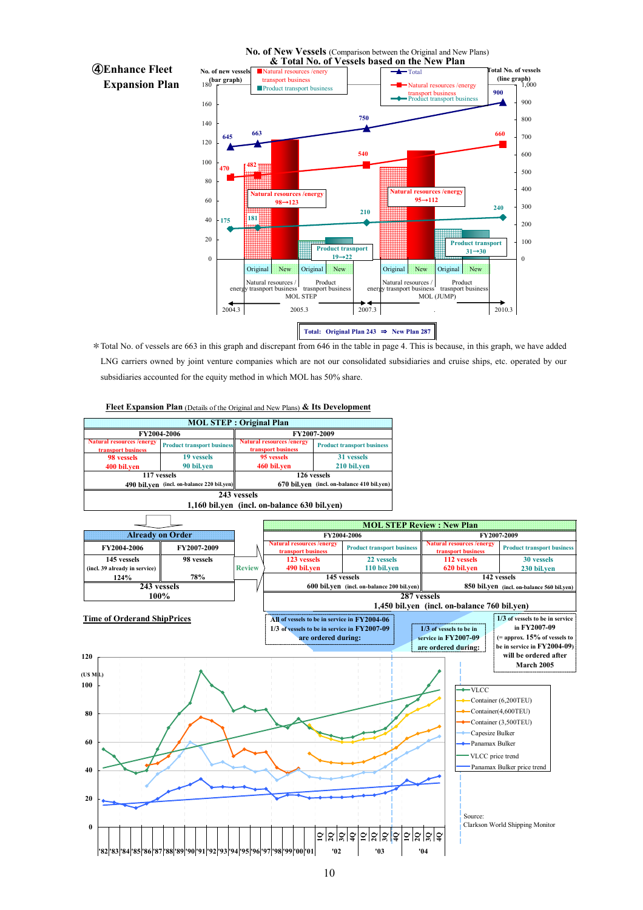## ④Enhance Fleet Expansion Plan

**No. of New Vessels** (Comparison between the Original and New Plans)
**& Total No. of Vessels based on the New Plan**

No. of new vessels (bar graph)
Total No. of vessels (line graph)

Natural resources /energy transport business
Product transport business

Total
Natural resources /energy transport business
Product transport business

180
160
140
120
100
80
60
40
20
0

1,000
900
800
700
600
500
400
300
200
100
0

645
663
750
900
470
482
540
660
175
181
210
240

Natural resources /energy 98→123
Product trasnport 19→22
Natural resources /energy 95→112
Product transport 31→30

Original New Original New
Natural resources / energy trasnport business
Product trasnport business
MOL STEP

Original New Original New
Natural resources / energy trasnport business
Product trasnport business
MOL (JUMP)

2004.3 2005.3 2007.3 2010.3

**Total: Original Plan 243 ⇒ New Plan 287**

＊Total No. of vessels are 663 in this graph and discrepant from 646 in the table in page 4. This is because, in this graph, we have added LNG carriers owned by joint venture companies which are not our consolidated subsidiaries and cruise ships, etc. operated by our subsidiaries accounted for the equity method in which MOL has 50% share.

**Fleet Expansion Plan** (Details of the Original and New Plans) **& Its Development**

| MOL STEP : Original Plan | | | |
|---|---|---|---|
| FY2004-2006 | | FY2007-2009 | |
| Natural resources /energy transport business | Product transport business | Natural resources /energy transport business | Product transport business |
| 98 vessels<br>400 bil.yen | 19 vessels<br>90 bil.yen | 95 vessels<br>460 bil.yen | 31 vessels<br>210 bil.yen |
| 117 vessels<br>490 bil.yen (incl. on-balance 220 bil.yen) | | 126 vessels<br>670 bil.yen (incl. on-balance 410 bil.yen) | |
| 243 vessels<br>1,160 bil.yen (incl. on-balance 630 bil.yen) | | | |

| Already on Order | |
|---|---|
| FY2004-2006 | FY2007-2009 |
| 145 vessels<br>(incl. 39 already in service)<br>124% | 98 vessels<br>78% |
| 243 vessels<br>100% | |

Review

| MOL STEP Review : New Plan | | | |
|---|---|---|---|
| FY2004-2006 | | FY2007-2009 | |
| Natural resources /energy transport business | Product transport business | Natural resources /energy transport business | Product transport business |
| 123 vessels<br>490 bil.yen | 22 vessels<br>110 bil.yen | 112 vessels<br>620 bil.yen | 30 vessels<br>230 bil.yen |
| 145 vessels<br>600 bil.yen (incl. on-balance 200 bil.yen) | | 142 vessels<br>850 bil.yen (incl. on-balance 560 bil.yen) | |
| 287 vessels<br>1,450 bil.yen (incl. on-balance 760 bil.yen) | | | |

**Time of Orderand ShipPrices**

All of vessels to be in service in FY2004-06
1/3 of vessels to be in service in FY2007-09 are ordered during:

1/3 of vessels to be in service in FY2007-09 are ordered during:

1/3 of vessels to be in service in FY2007-09 (= approx. 15% of vessels to be in service in FY2004-09) will be ordered after March 2005

(US Mil.)
120
100
80
60
40
20
0

'82 '83 '84 '85 '86 '87 '88 '89 '90 '91 '92 '93 '94 '95 '96 '97 '98 '99 '00 '01
1Q 2Q 3Q 4Q '02
1Q 2Q 3Q 4Q '03
1Q 2Q 3Q 4Q '04

VLCC
Container (6,200TEU)
Container(4,600TEU)
Container (3,500TEU)
Capesize Bulker
Panamax Bulker
VLCC price trend
Panamax Bulker price trend

Source: Clarkson World Shipping Monitor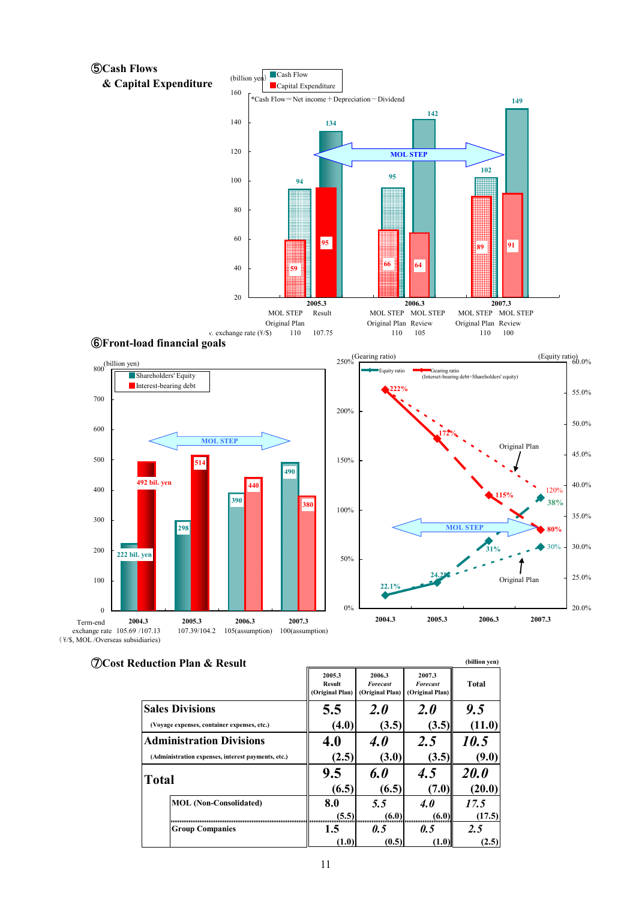## ⑤Cash Flows & Capital Expenditure

(billion yen)

Cash Flow
Capital Expenditure

*Cash Flow＝Net income＋Depreciation－Dividend

160
140
120
100
80
60
40
20

MOL STEP

94
59
134
95
95
66
142
64
102
89
149
91

2005.3
MOL STEP Original Plan
Result

2006.3
MOL STEP Original Plan
MOL STEP Review

2007.3
MOL STEP Original Plan
MOL STEP Review

v. exchange rate (¥/$) 110 107.75 110 105 110 100

## ⑥Front-load financial goals

(billion yen)

Shareholders' Equity
Interest-bearing debt

800
700
600
500
400
300
200
100
0

MOL STEP

492 bil. yen
222 bil. yen
514
298
440
390
380
490

Term-end exchange rate (¥/$, MOL /Overseas subsidiaries)
2004.3 105.69 /107.13
2005.3 107.39/104.2
2006.3 105(assumption)
2007.3 100(assumption)

(Gearing ratio)
(Equity ratio)

Equity ratio
Gearing ratio (Interset-bearing debt÷Shareholders' equity)

250%
200%
150%
100%
50%
0%

60.0%
55.0%
50.0%
45.0%
40.0%
35.0%
30.0%
25.0%
20.0%

222%
172%
115%
120%
80%
38%
31%
30%
24.2%
22.1%

Original Plan
MOL STEP
Original Plan

2004.3
2005.3
2006.3
2007.3

## ⑦Cost Reduction Plan & Result

(billion yen)

| | | 2005.3 Result (Original Plan) | 2006.3 *Forecast* (Original Plan) | 2007.3 *Forecast* (Original Plan) | Total |
|---|---|---|---|---|---|
| **Sales Divisions** (Voyage expenses, container expenses, etc.) | | **5.5** (4.0) | ***2.0*** (3.5) | ***2.0*** (3.5) | ***9.5*** (11.0) |
| **Administration Divisions** (Administration expenses, interest payments, etc.) | | **4.0** (2.5) | ***4.0*** (3.0) | ***2.5*** (3.5) | ***10.5*** (9.0) |
| **Total** | | **9.5** (6.5) | ***6.0*** (6.5) | ***4.5*** (7.0) | ***20.0*** (20.0) |
| | **MOL (Non-Consolidated)** | **8.0** (5.5) | ***5.5*** (6.0) | ***4.0*** (6.0) | ***17.5*** (17.5) |
| | **Group Companies** | **1.5** (1.0) | ***0.5*** (0.5) | ***0.5*** (1.0) | ***2.5*** (2.5) |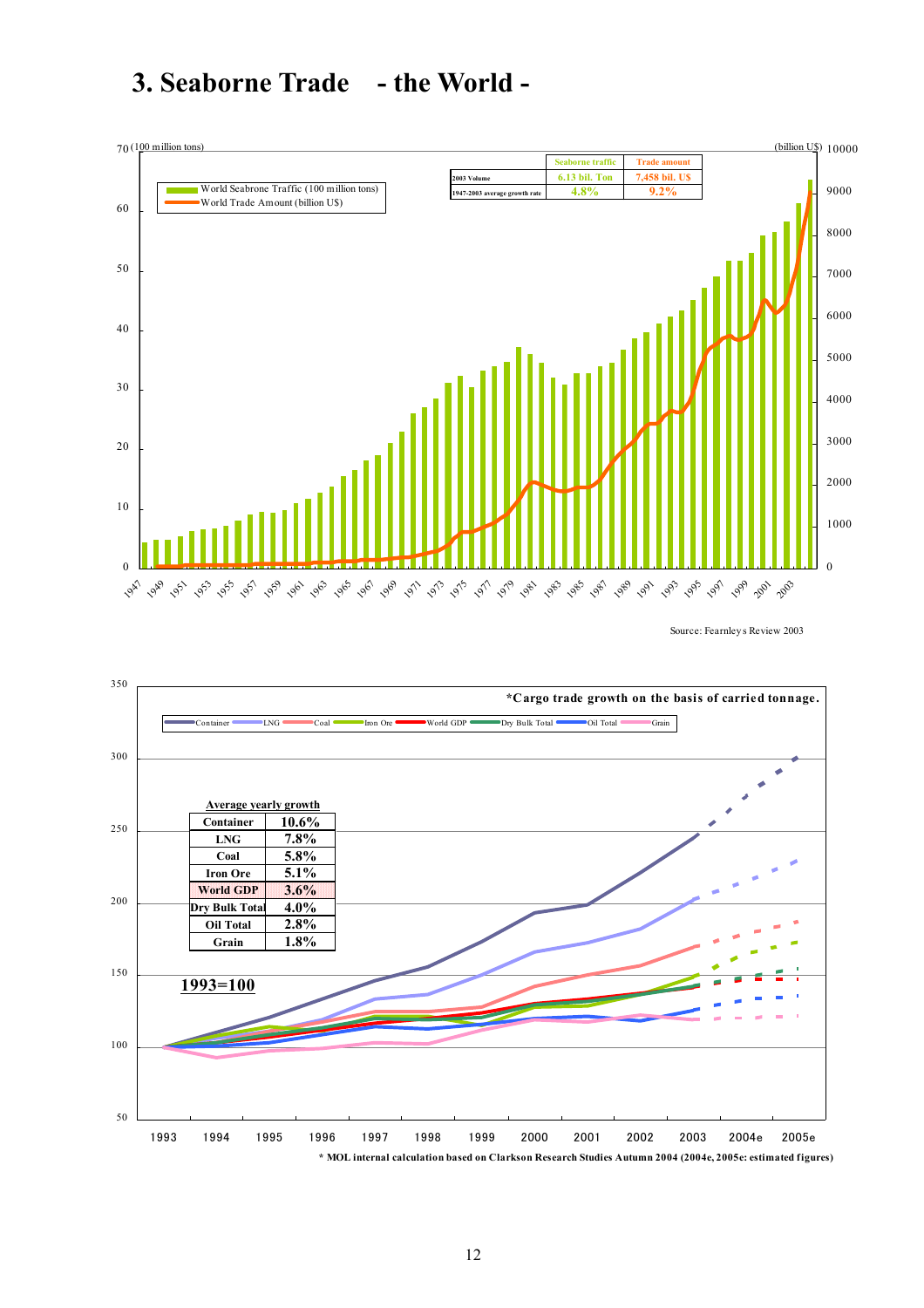# 3. Seaborne Trade - the World -

| | Seaborne traffic | Trade amount |
|---|---|---|
| 2003 Volume | 6.13 bil. Ton | 7,458 bil. U$ |
| 1947-2003 average growth rate | 4.8% | 9.2% |

Source: Fearnleys Review 2003

*Cargo trade growth on the basis of carried tonnage.

| Average yearly growth | |
|---|---|
| Container | 10.6% |
| LNG | 7.8% |
| Coal | 5.8% |
| Iron Ore | 5.1% |
| World GDP | 3.6% |
| Dry Bulk Total | 4.0% |
| Oil Total | 2.8% |
| Grain | 1.8% |

1993=100

\* MOL internal calculation based on Clarkson Research Studies Autumn 2004 (2004e, 2005e: estimated figures)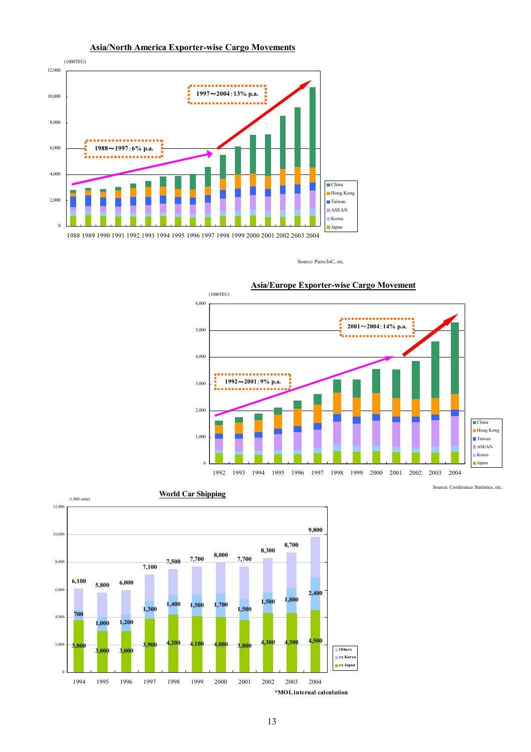## Asia/North America Exporter-wise Cargo Movements

(1000TEU)

12,000
10,000
8,000
6,000
4,000
2,000
0

1997～2004：13% p.a.

1988～1997：6% p.a.

China
Hong Kong
Taiwan
ASEAN
Korea
Japan

1988 1989 1990 1991 1992 1993 1994 1995 1996 1997 1998 1999 2000 2001 2002 2003 2004

Source: Piers/JoC, etc.

## Asia/Europe Exporter-wise Cargo Movement

(1000TEU)

6,000
5,000
4,000
3,000
2,000
1,000
0

2001～2004：14% p.a.

1992～2001：9% p.a.

China
Hong Kong
Taiwan
ASEAN
Korea
Japan

1992 1993 1994 1995 1996 1997 1998 1999 2000 2001 2002 2003 2004

Source: Conference Statistics, etc.

## World Car Shipping

(1,000 units)

12,000
10,000
8,000
6,000
4,000
2,000
0

6,100 5,800 6,000 7,100 7,500 7,700 8,000 7,700 8,300 8,700 9,800

700 1,000 1,200 1,300 1,400 1,500 1,700 1,500 1,500 1,800 2,400

3,800 3,000 3,000 3,900 4,200 4,100 4,000 3,800 4,300 4,300 4,500

Others
ex Korea
ex Japan

1994 1995 1996 1997 1998 1999 2000 2001 2002 2003 2004

*MOL internal calculation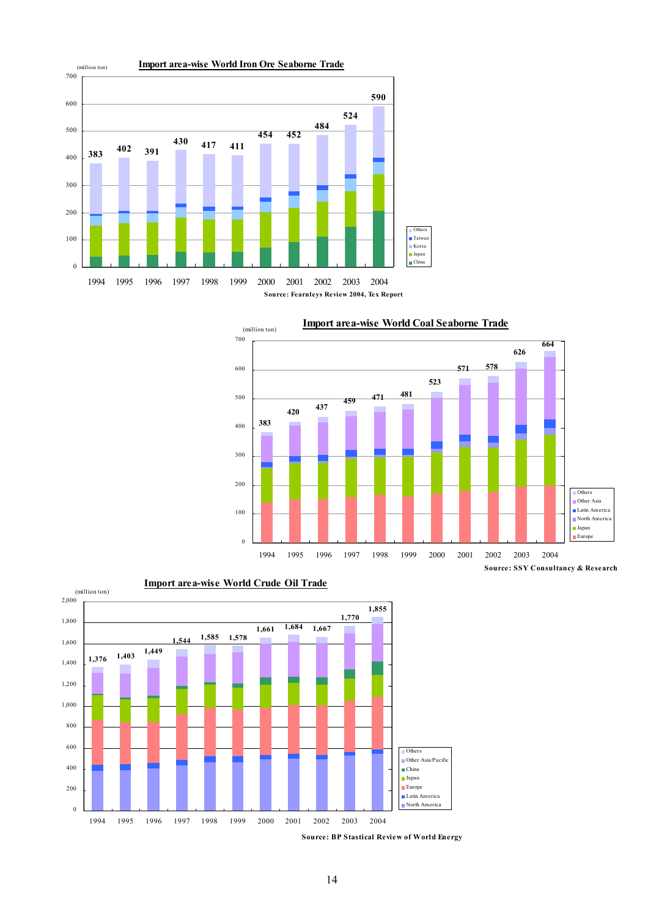## Import area-wise World Iron Ore Seaborne Trade

(million ton)

| Year | 1994 | 1995 | 1996 | 1997 | 1998 | 1999 | 2000 | 2001 | 2002 | 2003 | 2004 |
|---|---|---|---|---|---|---|---|---|---|---|---|
| Total | 383 | 402 | 391 | 430 | 417 | 411 | 454 | 452 | 484 | 524 | 590 |

Legend: Others, Taiwan, Korea, Japan, China

Source: Fearnleys Review 2004, Tex Report

## Import area-wise World Coal Seaborne Trade

(million ton)

| Year | 1994 | 1995 | 1996 | 1997 | 1998 | 1999 | 2000 | 2001 | 2002 | 2003 | 2004 |
|---|---|---|---|---|---|---|---|---|---|---|---|
| Total | 383 | 420 | 437 | 459 | 471 | 481 | 523 | 571 | 578 | 626 | 664 |

Legend: Others, Other Asia, Latin America, North America, Japan, Europe

Source: SSY Consultancy & Research

## Import area-wise World Crude Oil Trade

(million ton)

| Year | 1994 | 1995 | 1996 | 1997 | 1998 | 1999 | 2000 | 2001 | 2002 | 2003 | 2004 |
|---|---|---|---|---|---|---|---|---|---|---|---|
| Total | 1,376 | 1,403 | 1,449 | 1,544 | 1,585 | 1,578 | 1,661 | 1,684 | 1,667 | 1,770 | 1,855 |

Legend: Others, Other Asia/Pacific, China, Japan, Europe, Latin America, North America

Source: BP Stastical Review of World Energy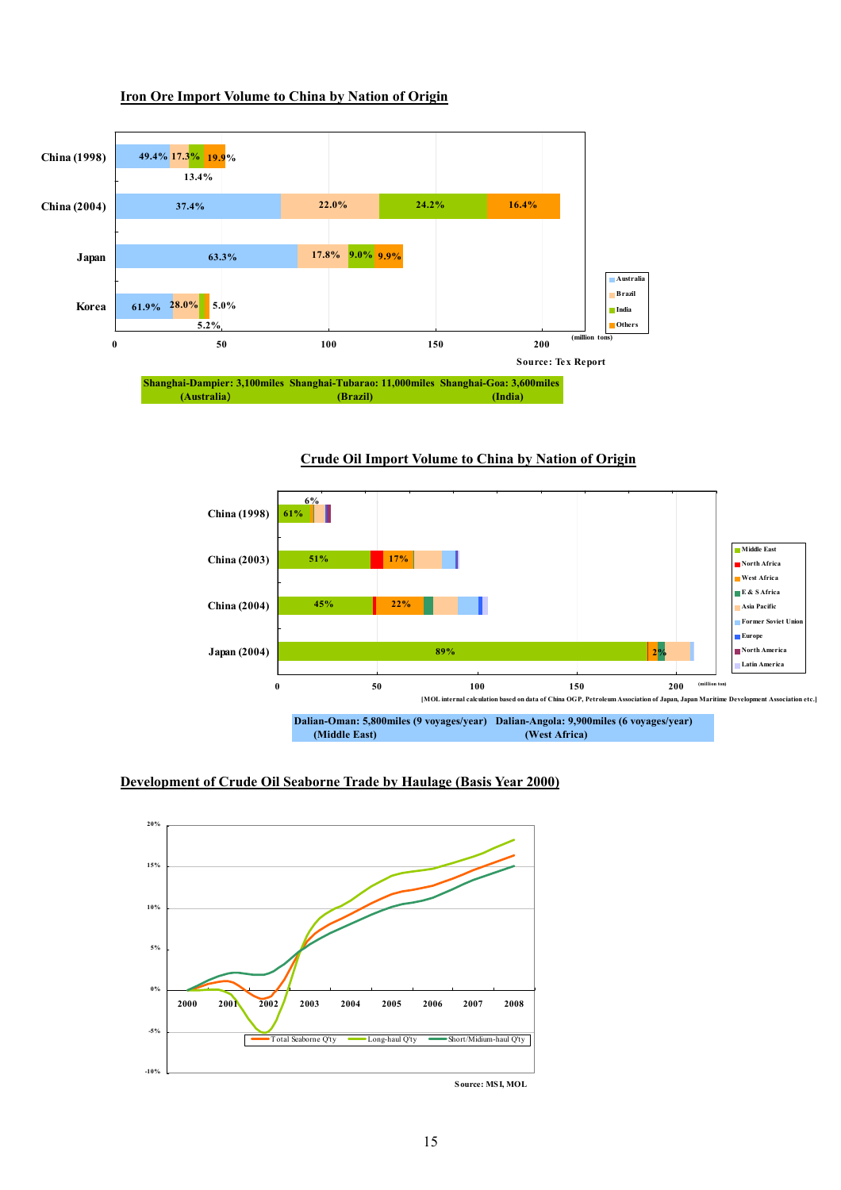## Iron Ore Import Volume to China by Nation of Origin

| | Australia | Brazil | India | Others |
|---|---|---|---|---|
| China (1998) | 49.4% | 17.3% | 13.4% | 19.9% |
| China (2004) | 37.4% | 22.0% | 24.2% | 16.4% |
| Japan | 63.3% | 17.8% | 9.0% | 9.9% |
| Korea | 61.9% | 28.0% | 5.2% | 5.0% |

(million tons)

Source: Tex Report

Shanghai-Dampier: 3,100miles (Australia) Shanghai-Tubarao: 11,000miles (Brazil) Shanghai-Goa: 3,600miles (India)

## Crude Oil Import Volume to China by Nation of Origin

| | Middle East | West Africa |
|---|---|---|
| China (1998) | 61% | 6% |
| China (2003) | 51% | 17% |
| China (2004) | 45% | 22% |
| Japan (2004) | 89% | 2% |

Legend: Middle East, North Africa, West Africa, E & S Africa, Asia Pacific, Former Soviet Union, Europe, North America, Latin America

(million ton)

[MOL internal calculation based on data of China OGP, Petroleum Association of Japan, Japan Maritime Development Association etc.]

Dalian-Oman: 5,800miles (9 voyages/year) (Middle East) Dalian-Angola: 9,900miles (6 voyages/year) (West Africa)

## Development of Crude Oil Seaborne Trade by Haulage (Basis Year 2000)

Legend: Total Seaborne Q'ty, Long-haul Q'ty, Short/Midium-haul Q'ty

Source: MSI, MOL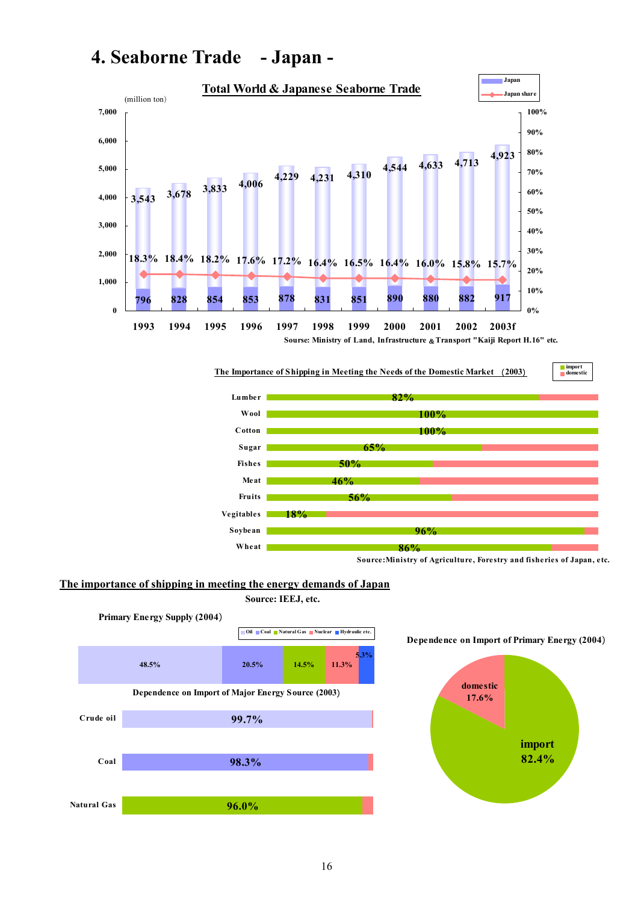# 4. Seaborne Trade - Japan -

## Total World & Japanese Seaborne Trade

(million ton)

Japan
Japan share

7,000
6,000
5,000
4,000
3,000
2,000
1,000
0

100%
90%
80%
70%
60%
50%
40%
30%
20%
10%
0%

3,543 3,678 3,833 4,006 4,229 4,231 4,310 4,544 4,633 4,713 4,923

18.3% 18.4% 18.2% 17.6% 17.2% 16.4% 16.5% 16.4% 16.0% 15.8% 15.7%

796 828 854 853 878 831 851 890 880 882 917

1993 1994 1995 1996 1997 1998 1999 2000 2001 2002 2003f

Sourse: Ministry of Land, Infrastructure & Transport "Kaiji Report H.16" etc.

## The Importance of Shipping in Meeting the Needs of the Domestic Market (2003)

import
domestic

Lumber 82%
Wool 100%
Cotton 100%
Sugar 65%
Fishes 50%
Meat 46%
Fruits 56%
Vegitables 18%
Soybean 96%
Wheat 86%

Source:Ministry of Agriculture, Forestry and fisheries of Japan, etc.

## The importance of shipping in meeting the energy demands of Japan

Source: IEEJ, etc.

Primary Energy Supply (2004)

Oil Coal Natural Gas Nuclear Hydraulic etc.

48.5% 20.5% 14.5% 11.3% 5.3%

Dependence on Import of Major Energy Source (2003)

Crude oil 99.7%
Coal 98.3%
Natural Gas 96.0%

Dependence on Import of Primary Energy (2004)

domestic 17.6%
import 82.4%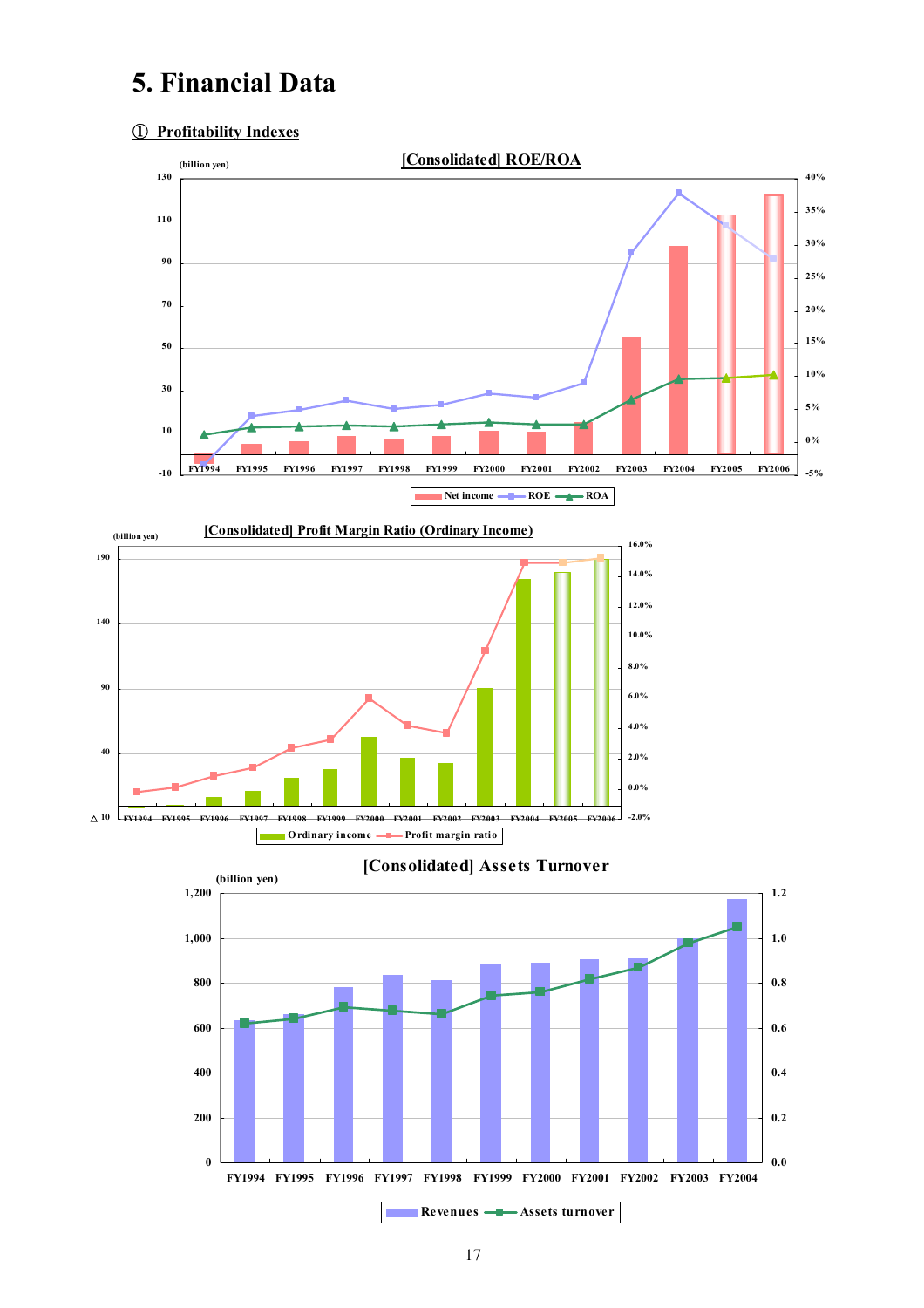# 5. Financial Data

## ① Profitability Indexes

**[Consolidated] ROE/ROA**

(billion yen)

130
110
90
70
50
30
10
-10

40%
35%
30%
25%
20%
15%
10%
5%
0%
-5%

FY1994 FY1995 FY1996 FY1997 FY1998 FY1999 FY2000 FY2001 FY2002 FY2003 FY2004 FY2005 FY2006

Net income ROE ROA

**[Consolidated] Profit Margin Ratio (Ordinary Income)**

(billion yen)

190
140
90
40
△ 10

16.0%
14.0%
12.0%
10.0%
8.0%
6.0%
4.0%
2.0%
0.0%
-2.0%

FY1994 FY1995 FY1996 FY1997 FY1998 FY1999 FY2000 FY2001 FY2002 FY2003 FY2004 FY2005 FY2006

Ordinary income Profit margin ratio

**[Consolidated] Assets Turnover**

(billion yen)

1,200
1,000
800
600
400
200
0

1.2
1.0
0.8
0.6
0.4
0.2
0.0

FY1994 FY1995 FY1996 FY1997 FY1998 FY1999 FY2000 FY2001 FY2002 FY2003 FY2004

Revenues Assets turnover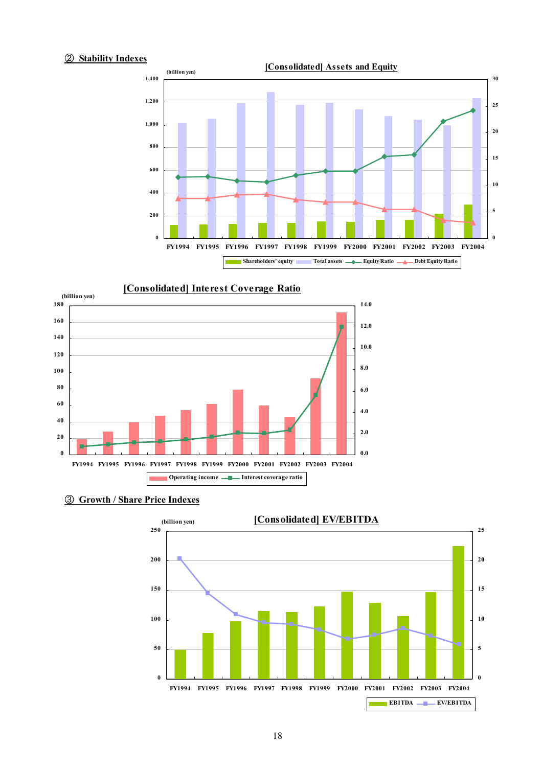## ② Stability Indexes

**[Consolidated] Assets and Equity**

(billion yen)

Legend: Shareholders' equity / Total assets / Equity Ratio / Debt Equity Ratio

FY1994 FY1995 FY1996 FY1997 FY1998 FY1999 FY2000 FY2001 FY2002 FY2003 FY2004

**[Consolidated] Interest Coverage Ratio**

(billion yen)

Legend: Operating income / Interest coverage ratio

FY1994 FY1995 FY1996 FY1997 FY1998 FY1999 FY2000 FY2001 FY2002 FY2003 FY2004

## ③ Growth / Share Price Indexes

**[Consolidated] EV/EBITDA**

(billion yen)

Legend: EBITDA / EV/EBITDA

FY1994 FY1995 FY1996 FY1997 FY1998 FY1999 FY2000 FY2001 FY2002 FY2003 FY2004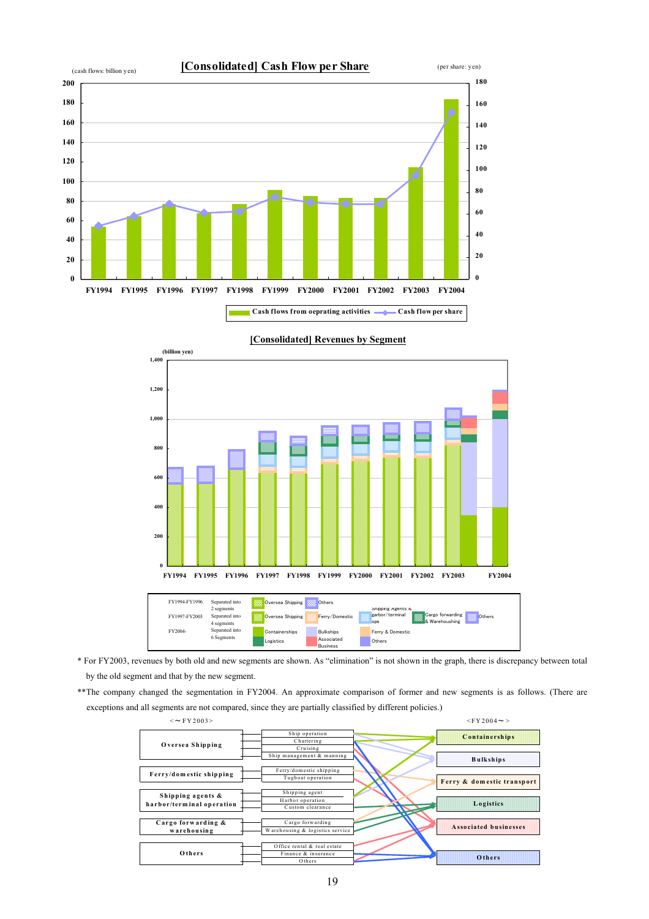## [Consolidated] Cash Flow per Share

(cash flows: billion yen)

(per share: yen)

200
180
160
140
120
100
80
60
40
20
0

180
160
140
120
100
80
60
40
20
0

FY1994 FY1995 FY1996 FY1997 FY1998 FY1999 FY2000 FY2001 FY2002 FY2003 FY2004

Cash flows from oeprating activities
Cash flow per share

## [Consolidated] Revenues by Segment

(billion yen)

1,400
1,200
1,000
800
600
400
200
0

FY1994 FY1995 FY1996 FY1997 FY1998 FY1999 FY2000 FY2001 FY2002 FY2003 FY2004

FY1994-FY1996 Separated into 2 segments: Oversea Shipping, Others

FY1997-FY2003 Separated into 4 segments: Oversea Shipping, Ferry/Domestic, Shipping Agents & Harbor/terminal ope, Cargo forwarding & Warehoushing, Others

FY2004- Separated into 6 Segments: Containerships, Bulkships, Ferry & Domestic, Logistics, Associated Business, Others

\* For FY2003, revenues by both old and new segments are shown. As "elimination" is not shown in the graph, there is discrepancy between total by the old segment and that by the new segment.

\*\*The company changed the segmentation in FY2004. An approximate comparison of former and new segments is as follows. (There are exceptions and all segments are not compared, since they are partially classified by different policies.)

<～FY2003>

- Oversea Shipping
  - Ship operation
  - Chartering
  - Cruising
  - Ship management & manning
- Ferry/domestic shipping
  - Ferry/domestic shipping
  - Tugboat operation
- Shipping agents & harbor/terminal operation
  - Shipping agent
  - Harbor operation
  - Custom clearance
- Cargo forwarding & warehousing
  - Cargo forwarding
  - Warehousing & logistics service
- Others
  - Office rental & real estate
  - Finance & insurance
  - Others

<FY2004～>

- Containerships
- Bulkships
- Ferry & domestic transport
- Logistics
- Associated businesses
- Others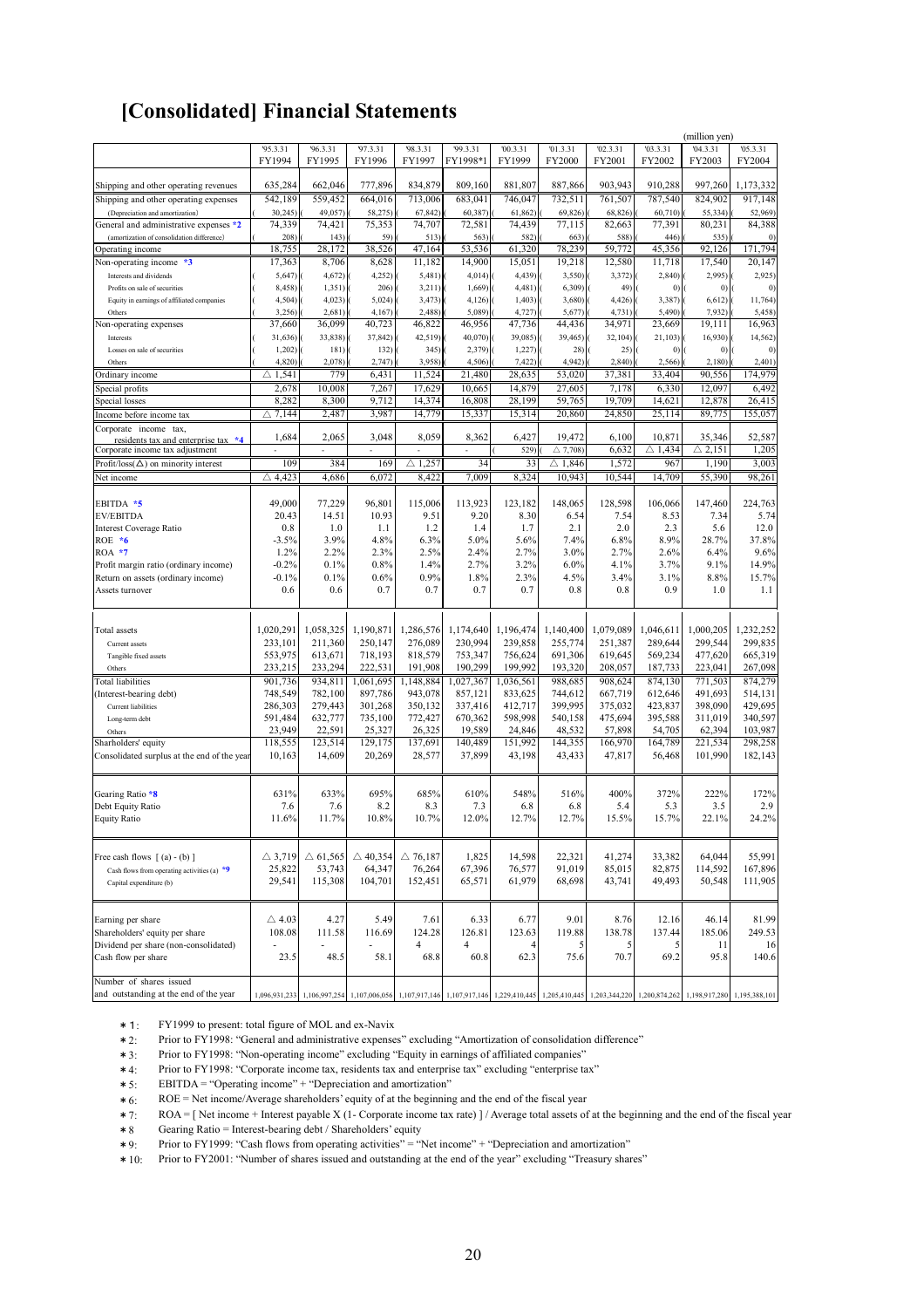# [Consolidated] Financial Statements

(million yen)

| | '95.3.31 FY1994 | '96.3.31 FY1995 | '97.3.31 FY1996 | '98.3.31 FY1997 | '99.3.31 FY1998*1 | '00.3.31 FY1999 | '01.3.31 FY2000 | '02.3.31 FY2001 | '03.3.31 FY2002 | '04.3.31 FY2003 | '05.3.31 FY2004 |
|---|---|---|---|---|---|---|---|---|---|---|---|
| Shipping and other operating revenues | 635,284 | 662,046 | 777,896 | 834,879 | 809,160 | 881,807 | 887,866 | 903,943 | 910,288 | 997,260 | 1,173,332 |
| Shipping and other operating expenses | 542,189 | 559,452 | 664,016 | 713,006 | 683,041 | 746,047 | 732,511 | 761,507 | 787,540 | 824,902 | 917,148 |
| (Depreciation and amortization) | ( 30,245) | ( 49,057) | ( 58,275) | ( 67,842) | ( 60,387) | ( 61,862) | ( 69,826) | ( 68,826) | ( 60,710) | ( 55,334) | ( 52,969) |
| General and administrative expenses *2 | 74,339 | 74,421 | 75,353 | 74,707 | 72,581 | 74,439 | 77,115 | 82,663 | 77,391 | 80,231 | 84,388 |
| (amortization of consolidation difference) | ( 208) | ( 143) | ( 59) | ( 513) | ( 563) | ( 582) | ( 663) | ( 588) | ( 446) | ( 535) | ( 0) |
| Operating income | 18,755 | 28,172 | 38,526 | 47,164 | 53,536 | 61,320 | 78,239 | 59,772 | 45,356 | 92,126 | 171,794 |
| Non-operating income *3 | 17,363 | 8,706 | 8,628 | 11,182 | 14,900 | 15,051 | 19,218 | 12,580 | 11,718 | 17,540 | 20,147 |
| Interests and dividends | ( 5,647) | ( 4,672) | ( 4,252) | ( 5,481) | ( 4,014) | ( 4,439) | ( 3,550) | ( 3,372) | ( 2,840) | ( 2,995) | ( 2,925) |
| Profits on sale of securities | ( 8,458) | ( 1,351) | ( 206) | ( 3,211) | ( 1,669) | ( 4,481) | ( 6,309) | ( 49) | ( 0) | ( 0) | ( 0) |
| Equity in earnings of affiliated companies | ( 4,504) | ( 4,023) | ( 5,024) | ( 3,473) | ( 4,126) | ( 1,403) | ( 3,680) | ( 4,426) | ( 3,387) | ( 6,612) | ( 11,764) |
| Others | ( 3,256) | ( 2,681) | ( 4,167) | ( 2,488) | ( 5,089) | ( 4,727) | ( 5,677) | ( 4,731) | ( 5,490) | ( 7,932) | ( 5,458) |
| Non-operating expenses | 37,660 | 36,099 | 40,723 | 46,822 | 46,956 | 47,736 | 44,436 | 34,971 | 23,669 | 19,111 | 16,963 |
| Interests | ( 31,636) | ( 33,838) | ( 37,842) | ( 42,519) | ( 40,070) | ( 39,085) | ( 39,465) | ( 32,104) | ( 21,103) | ( 16,930) | ( 14,562) |
| Losses on sale of securities | ( 1,202) | ( 181) | ( 132) | ( 345) | ( 2,379) | ( 1,227) | ( 28) | ( 25) | ( 0) | ( 0) | ( 0) |
| Others | ( 4,820) | ( 2,078) | ( 2,747) | ( 3,958) | ( 4,506) | ( 7,422) | ( 4,942) | ( 2,840) | ( 2,566) | ( 2,180) | ( 2,401) |
| Ordinary income | △ 1,541 | 779 | 6,431 | 11,524 | 21,480 | 28,635 | 53,020 | 37,381 | 33,404 | 90,556 | 174,979 |
| Special profits | 2,678 | 10,008 | 7,267 | 17,629 | 10,665 | 14,879 | 27,605 | 7,178 | 6,330 | 12,097 | 6,492 |
| Special losses | 8,282 | 8,300 | 9,712 | 14,374 | 16,808 | 28,199 | 59,765 | 19,709 | 14,621 | 12,878 | 26,415 |
| Income before income tax | △ 7,144 | 2,487 | 3,987 | 14,779 | 15,337 | 15,314 | 20,860 | 24,850 | 25,114 | 89,775 | 155,057 |
| Corporate income tax, residents tax and enterprise tax *4 | 1,684 | 2,065 | 3,048 | 8,059 | 8,362 | 6,427 | 19,472 | 6,100 | 10,871 | 35,346 | 52,587 |
| Corporate income tax adjustment | - | - | - | - | - | 529) | △ 7,708) | 6,632 | △ 1,434 | △ 2,151 | 1,205 |
| Profit/loss(△) on minority interest | 109 | 384 | 169 | △ 1,257 | 34 | 33 | △ 1,846 | 1,572 | 967 | 1,190 | 3,003 |
| Net income | △ 4,423 | 4,686 | 6,072 | 8,422 | 7,009 | 8,324 | 10,943 | 10,544 | 14,709 | 55,390 | 98,261 |
| EBITDA *5 | 49,000 | 77,229 | 96,801 | 115,006 | 113,923 | 123,182 | 148,065 | 128,598 | 106,066 | 147,460 | 224,763 |
| EV/EBITDA | 20.43 | 14.51 | 10.93 | 9.51 | 9.20 | 8.30 | 6.54 | 7.54 | 8.53 | 7.34 | 5.74 |
| Interest Coverage Ratio | 0.8 | 1.0 | 1.1 | 1.2 | 1.4 | 1.7 | 2.1 | 2.0 | 2.3 | 5.6 | 12.0 |
| ROE *6 | -3.5% | 3.9% | 4.8% | 6.3% | 5.0% | 5.6% | 7.4% | 6.8% | 8.9% | 28.7% | 37.8% |
| ROA *7 | 1.2% | 2.2% | 2.3% | 2.5% | 2.4% | 2.7% | 3.0% | 2.7% | 2.6% | 6.4% | 9.6% |
| Profit margin ratio (ordinary income) | -0.2% | 0.1% | 0.8% | 1.4% | 2.7% | 3.2% | 6.0% | 4.1% | 3.7% | 9.1% | 14.9% |
| Return on assets (ordinary income) | -0.1% | 0.1% | 0.6% | 0.9% | 1.8% | 2.3% | 4.5% | 3.4% | 3.1% | 8.8% | 15.7% |
| Assets turnover | 0.6 | 0.6 | 0.7 | 0.7 | 0.7 | 0.7 | 0.8 | 0.8 | 0.9 | 1.0 | 1.1 |
| Total assets | 1,020,291 | 1,058,325 | 1,190,871 | 1,286,576 | 1,174,640 | 1,196,474 | 1,140,400 | 1,079,089 | 1,046,611 | 1,000,205 | 1,232,252 |
| Current assets | 233,101 | 211,360 | 250,147 | 276,089 | 230,994 | 239,858 | 255,774 | 251,387 | 289,644 | 299,544 | 299,835 |
| Tangible fixed assets | 553,975 | 613,671 | 718,193 | 818,579 | 753,347 | 756,624 | 691,306 | 619,645 | 569,234 | 477,620 | 665,319 |
| Others | 233,215 | 233,294 | 222,531 | 191,908 | 190,299 | 199,992 | 193,320 | 208,057 | 187,733 | 223,041 | 267,098 |
| Total liabilities | 901,736 | 934,811 | 1,061,695 | 1,148,884 | 1,027,367 | 1,036,561 | 988,685 | 908,624 | 874,130 | 771,503 | 874,279 |
| (Interest-bearing debt) | 748,549 | 782,100 | 897,786 | 943,078 | 857,121 | 833,625 | 744,612 | 667,719 | 612,646 | 491,693 | 514,131 |
| Current liabilities | 286,303 | 279,443 | 301,268 | 350,132 | 337,416 | 412,717 | 399,995 | 375,032 | 423,837 | 398,090 | 429,695 |
| Long-term debt | 591,484 | 632,777 | 735,100 | 772,427 | 670,362 | 598,998 | 540,158 | 475,694 | 395,588 | 311,019 | 340,597 |
| Others | 23,949 | 22,591 | 25,327 | 26,325 | 19,589 | 24,846 | 48,532 | 57,898 | 54,705 | 62,394 | 103,987 |
| Sharholders' equity | 118,555 | 123,514 | 129,175 | 137,691 | 140,489 | 151,992 | 144,355 | 166,970 | 164,789 | 221,534 | 298,258 |
| Consolidated surplus at the end of the year | 10,163 | 14,609 | 20,269 | 28,577 | 37,899 | 43,198 | 43,433 | 47,817 | 56,468 | 101,990 | 182,143 |
| Gearing Ratio *8 | 631% | 633% | 695% | 685% | 610% | 548% | 516% | 400% | 372% | 222% | 172% |
| Debt Equity Ratio | 7.6 | 7.6 | 8.2 | 8.3 | 7.3 | 6.8 | 6.8 | 5.4 | 5.3 | 3.5 | 2.9 |
| Equity Ratio | 11.6% | 11.7% | 10.8% | 10.7% | 12.0% | 12.7% | 12.7% | 15.5% | 15.7% | 22.1% | 24.2% |
| Free cash flows [ (a) - (b) ] | △ 3,719 | △ 61,565 | △ 40,354 | △ 76,187 | 1,825 | 14,598 | 22,321 | 41,274 | 33,382 | 64,044 | 55,991 |
| Cash flows from operating activities (a) *9 | 25,822 | 53,743 | 64,347 | 76,264 | 67,396 | 76,577 | 91,019 | 85,015 | 82,875 | 114,592 | 167,896 |
| Capital expenditure (b) | 29,541 | 115,308 | 104,701 | 152,451 | 65,571 | 61,979 | 68,698 | 43,741 | 49,493 | 50,548 | 111,905 |
| Earning per share | △ 4.03 | 4.27 | 5.49 | 7.61 | 6.33 | 6.77 | 9.01 | 8.76 | 12.16 | 46.14 | 81.99 |
| Shareholders' equity per share | 108.08 | 111.58 | 116.69 | 124.28 | 126.81 | 123.63 | 119.88 | 138.78 | 137.44 | 185.06 | 249.53 |
| Dividend per share (non-consolidated) | - | - | - | 4 | 4 | 4 | 5 | 5 | 5 | 11 | 16 |
| Cash flow per share | 23.5 | 48.5 | 58.1 | 68.8 | 60.8 | 62.3 | 75.6 | 70.7 | 69.2 | 95.8 | 140.6 |
| Number of shares issued and outstanding at the end of the year | 1,096,931,233 | 1,106,997,254 | 1,107,006,056 | 1,107,917,146 | 1,107,917,146 | 1,229,410,445 | 1,205,410,445 | 1,203,344,220 | 1,200,874,262 | 1,198,917,280 | 1,195,388,101 |

＊1: FY1999 to present: total figure of MOL and ex-Navix

＊2: Prior to FY1998: "General and administrative expenses" excluding "Amortization of consolidation difference"

＊3: Prior to FY1998: "Non-operating income" excluding "Equity in earnings of affiliated companies"

＊4: Prior to FY1998: "Corporate income tax, residents tax and enterprise tax" excluding "enterprise tax"

＊5: EBITDA = "Operating income" + "Depreciation and amortization"

＊6: ROE = Net income/Average shareholders' equity of at the beginning and the end of the fiscal year

＊7: ROA = [ Net income + Interest payable X (1- Corporate income tax rate) ] / Average total assets of at the beginning and the end of the fiscal year

＊8 Gearing Ratio = Interest-bearing debt / Shareholders' equity

＊9: Prior to FY1999: "Cash flows from operating activities" = "Net income" + "Depreciation and amortization"

＊10: Prior to FY2001: "Number of shares issued and outstanding at the end of the year" excluding "Treasury shares"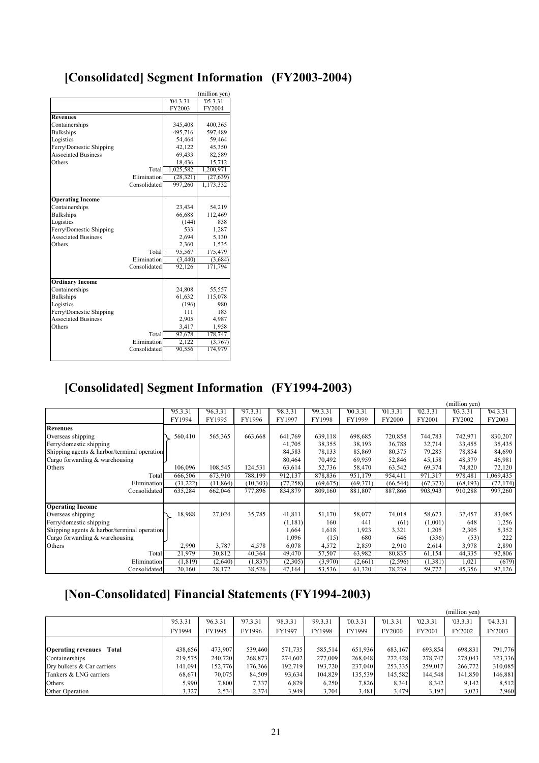# [Consolidated] Segment Information (FY2003-2004)

(million yen)

| | '04.3.31 FY2003 | '05.3.31 FY2004 |
|---|---|---|
| **Revenues** | | |
| Containerships | 345,408 | 400,365 |
| Bulkships | 495,716 | 597,489 |
| Logistics | 54,464 | 59,464 |
| Ferry/Domestic Shipping | 42,122 | 45,350 |
| Associated Business | 69,433 | 82,589 |
| Others | 18,436 | 15,712 |
| Total | 1,025,582 | 1,200,971 |
| Elimination | (28,321) | (27,639) |
| Consolidated | 997,260 | 1,173,332 |
| **Operating Income** | | |
| Containerships | 23,434 | 54,219 |
| Bulkships | 66,688 | 112,469 |
| Logistics | (144) | 838 |
| Ferry/Domestic Shipping | 533 | 1,287 |
| Associated Business | 2,694 | 5,130 |
| Others | 2,360 | 1,535 |
| Total | 95,567 | 175,479 |
| Elimination | (3,440) | (3,684) |
| Consolidated | 92,126 | 171,794 |
| **Ordinary Income** | | |
| Containerships | 24,808 | 55,557 |
| Bulkships | 61,632 | 115,078 |
| Logistics | (196) | 980 |
| Ferry/Domestic Shipping | 111 | 183 |
| Associated Business | 2,905 | 4,987 |
| Others | 3,417 | 1,958 |
| Total | 92,678 | 178,747 |
| Elimination | 2,122 | (3,767) |
| Consolidated | 90,556 | 174,979 |

# [Consolidated] Segment Information (FY1994-2003)

(million yen)

| | '95.3.31 FY1994 | '96.3.31 FY1995 | '97.3.31 FY1996 | '98.3.31 FY1997 | '99.3.31 FY1998 | '00.3.31 FY1999 | '01.3.31 FY2000 | '02.3.31 FY2001 | '03.3.31 FY2002 | '04.3.31 FY2003 |
|---|---|---|---|---|---|---|---|---|---|---|
| **Revenues** | | | | | | | | | | |
| Overseas shipping | 560,410 | 565,365 | 663,668 | 641,769 | 639,118 | 698,685 | 720,858 | 744,783 | 742,971 | 830,207 |
| Ferry/domestic shipping | | | | 41,705 | 38,355 | 38,193 | 36,788 | 32,714 | 33,455 | 35,435 |
| Shipping agents & harbor/terminal operation | | | | 84,583 | 78,133 | 85,869 | 80,375 | 79,285 | 78,854 | 84,690 |
| Cargo forwarding & warehousing | | | | 80,464 | 70,492 | 69,959 | 52,846 | 45,158 | 48,379 | 46,981 |
| Others | 106,096 | 108,545 | 124,531 | 63,614 | 52,736 | 58,470 | 63,542 | 69,374 | 74,820 | 72,120 |
| Total | 666,506 | 673,910 | 788,199 | 912,137 | 878,836 | 951,179 | 954,411 | 971,317 | 978,481 | 1,069,435 |
| Elimination | (31,222) | (11,864) | (10,303) | (77,258) | (69,675) | (69,371) | (66,544) | (67,373) | (68,193) | (72,174) |
| Consolidated | 635,284 | 662,046 | 777,896 | 834,879 | 809,160 | 881,807 | 887,866 | 903,943 | 910,288 | 997,260 |
| **Operating Income** | | | | | | | | | | |
| Overseas shipping | 18,988 | 27,024 | 35,785 | 41,811 | 51,170 | 58,077 | 74,018 | 58,673 | 37,457 | 83,085 |
| Ferry/domestic shipping | | | | (1,181) | 160 | 441 | (61) | (1,001) | 648 | 1,256 |
| Shipping agents & harbor/terminal operation | | | | 1,664 | 1,618 | 1,923 | 3,321 | 1,205 | 2,305 | 5,352 |
| Cargo forwarding & warehousing | | | | 1,096 | (15) | 680 | 646 | (336) | (53) | 222 |
| Others | 2,990 | 3,787 | 4,578 | 6,078 | 4,572 | 2,859 | 2,910 | 2,614 | 3,978 | 2,890 |
| Total | 21,979 | 30,812 | 40,364 | 49,470 | 57,507 | 63,982 | 80,835 | 61,154 | 44,335 | 92,806 |
| Elimination | (1,819) | (2,640) | (1,837) | (2,305) | (3,970) | (2,661) | (2,596) | (1,381) | 1,021 | (679) |
| Consolidated | 20,160 | 28,172 | 38,526 | 47,164 | 53,536 | 61,320 | 78,239 | 59,772 | 45,356 | 92,126 |

# [Non-Consolidated] Financial Statements (FY1994-2003)

(million yen)

| | '95.3.31 FY1994 | '96.3.31 FY1995 | '97.3.31 FY1996 | '98.3.31 FY1997 | '99.3.31 FY1998 | '00.3.31 FY1999 | '01.3.31 FY2000 | '02.3.31 FY2001 | '03.3.31 FY2002 | '04.3.31 FY2003 |
|---|---|---|---|---|---|---|---|---|---|---|
| **Operating revenues Total** | 438,656 | 473,907 | 539,460 | 571,735 | 585,514 | 651,936 | 683,167 | 693,854 | 698,831 | 791,776 |
| Containerships | 219,575 | 240,720 | 268,873 | 274,602 | 277,009 | 268,048 | 272,428 | 278,747 | 278,043 | 323,336 |
| Dry bulkers & Car carriers | 141,091 | 152,776 | 176,366 | 192,719 | 193,720 | 237,040 | 253,335 | 259,017 | 266,772 | 310,085 |
| Tankers & LNG carriers | 68,671 | 70,075 | 84,509 | 93,634 | 104,829 | 135,539 | 145,582 | 144,548 | 141,850 | 146,881 |
| Others | 5,990 | 7,800 | 7,337 | 6,829 | 6,250 | 7,826 | 8,341 | 8,342 | 9,142 | 8,512 |
| Other Operation | 3,327 | 2,534 | 2,374 | 3,949 | 3,704 | 3,481 | 3,479 | 3,197 | 3,023 | 2,960 |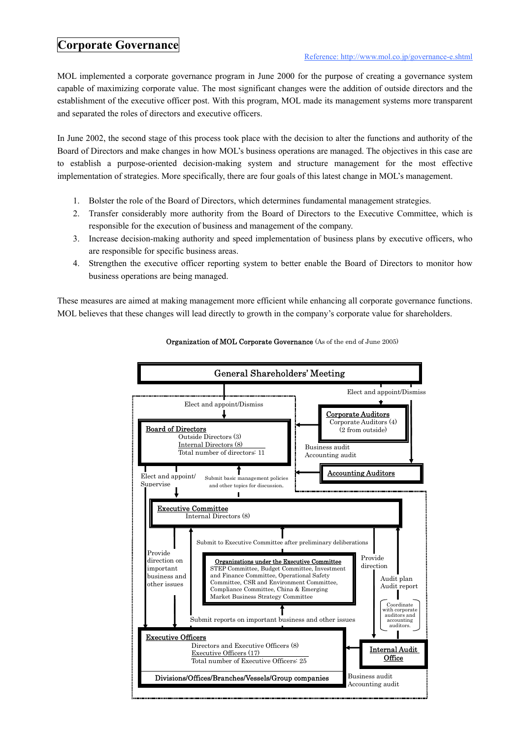# Corporate Governance

Reference: http://www.mol.co.jp/governance-e.shtml

MOL implemented a corporate governance program in June 2000 for the purpose of creating a governance system capable of maximizing corporate value. The most significant changes were the addition of outside directors and the establishment of the executive officer post. With this program, MOL made its management systems more transparent and separated the roles of directors and executive officers.

In June 2002, the second stage of this process took place with the decision to alter the functions and authority of the Board of Directors and make changes in how MOL's business operations are managed. The objectives in this case are to establish a purpose-oriented decision-making system and structure management for the most effective implementation of strategies. More specifically, there are four goals of this latest change in MOL's management.

1. Bolster the role of the Board of Directors, which determines fundamental management strategies.
2. Transfer considerably more authority from the Board of Directors to the Executive Committee, which is responsible for the execution of business and management of the company.
3. Increase decision-making authority and speed implementation of business plans by executive officers, who are responsible for specific business areas.
4. Strengthen the executive officer reporting system to better enable the Board of Directors to monitor how business operations are being managed.

These measures are aimed at making management more efficient while enhancing all corporate governance functions. MOL believes that these changes will lead directly to growth in the company's corporate value for shareholders.

**Organization of MOL Corporate Governance** (As of the end of June 2005)

General Shareholders' Meeting

Elect and appoint/Dismiss

Elect and appoint/Dismiss

Corporate Auditors
Corporate Auditors (4)
(2 from outside)

Board of Directors
Outside Directors (3)
Internal Directors (8)
Total number of directors: 11

Business audit
Accounting audit

Accounting Auditors

Elect and appoint/ Supervise

Submit basic management policies and other topics for discussion.

Executive Committee
Internal Directors (8)

Submit to Executive Committee after preliminary deliberations

Provide direction on important business and other issues

Organizations under the Executive Committee
STEP Committee, Budget Committee, Investment and Finance Committee, Operational Safety Committee, CSR and Environment Committee, Compliance Committee, China & Emerging Market Business Strategy Committee

Provide direction

Audit plan
Audit report

Coordinate with corporate auditors and accounting auditors.

Submit reports on important business and other issues

Executive Officers
Directors and Executive Officers (8)
Executive Officers (17)
Total number of Executive Officers: 25

Divisions/Offices/Branches/Vessels/Group companies

Internal Audit Office

Business audit
Accounting audit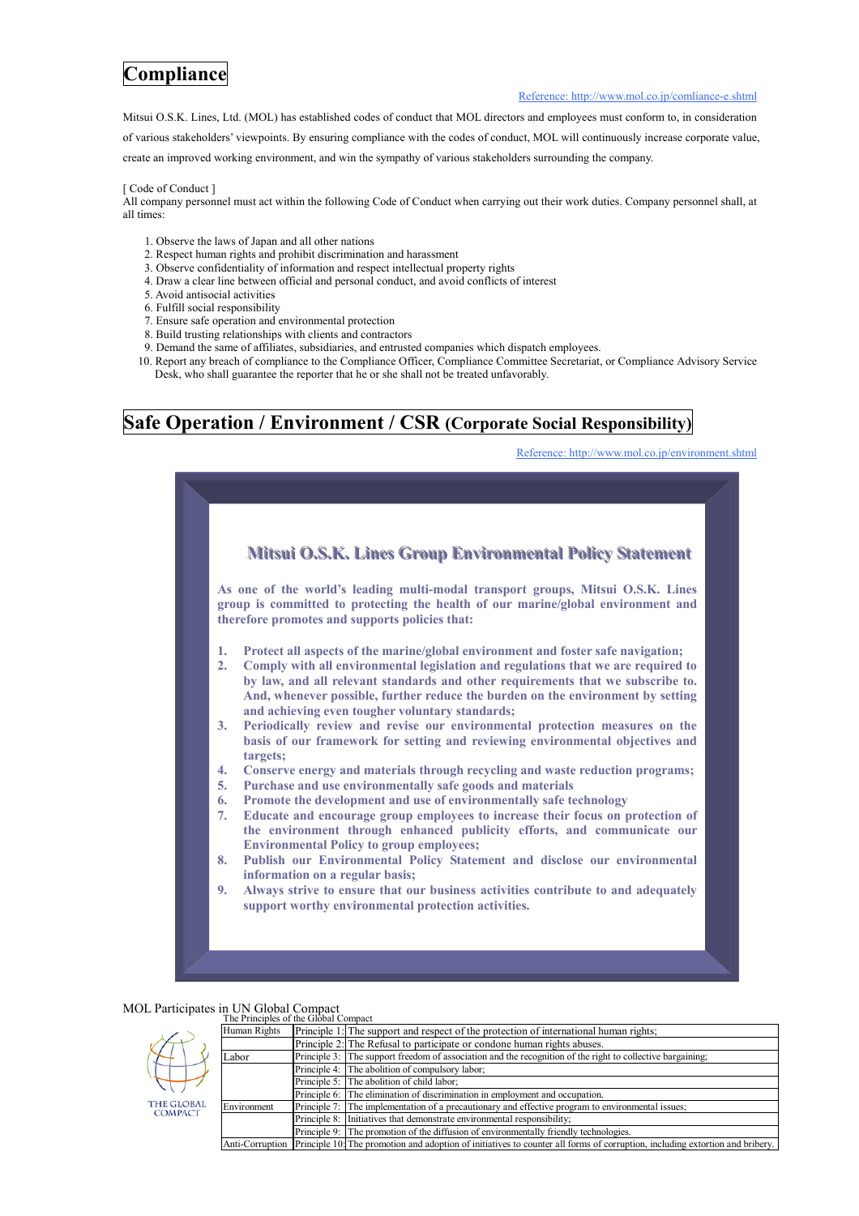# Compliance

Reference: http://www.mol.co.jp/comliance-e.shtml

Mitsui O.S.K. Lines, Ltd. (MOL) has established codes of conduct that MOL directors and employees must conform to, in consideration of various stakeholders' viewpoints. By ensuring compliance with the codes of conduct, MOL will continuously increase corporate value, create an improved working environment, and win the sympathy of various stakeholders surrounding the company.

[ Code of Conduct ]
All company personnel must act within the following Code of Conduct when carrying out their work duties. Company personnel shall, at all times:

1. Observe the laws of Japan and all other nations
2. Respect human rights and prohibit discrimination and harassment
3. Observe confidentiality of information and respect intellectual property rights
4. Draw a clear line between official and personal conduct, and avoid conflicts of interest
5. Avoid antisocial activities
6. Fulfill social responsibility
7. Ensure safe operation and environmental protection
8. Build trusting relationships with clients and contractors
9. Demand the same of affiliates, subsidiaries, and entrusted companies which dispatch employees.
10. Report any breach of compliance to the Compliance Officer, Compliance Committee Secretariat, or Compliance Advisory Service Desk, who shall guarantee the reporter that he or she shall not be treated unfavorably.

# Safe Operation / Environment / CSR (Corporate Social Responsibility)

Reference: http://www.mol.co.jp/environment.shtml

## Mitsui O.S.K. Lines Group Environmental Policy Statement

**As one of the world's leading multi-modal transport groups, Mitsui O.S.K. Lines group is committed to protecting the health of our marine/global environment and therefore promotes and supports policies that:**

1. **Protect all aspects of the marine/global environment and foster safe navigation;**
2. **Comply with all environmental legislation and regulations that we are required to by law, and all relevant standards and other requirements that we subscribe to. And, whenever possible, further reduce the burden on the environment by setting and achieving even tougher voluntary standards;**
3. **Periodically review and revise our environmental protection measures on the basis of our framework for setting and reviewing environmental objectives and targets;**
4. **Conserve energy and materials through recycling and waste reduction programs;**
5. **Purchase and use environmentally safe goods and materials**
6. **Promote the development and use of environmentally safe technology**
7. **Educate and encourage group employees to increase their focus on protection of the environment through enhanced publicity efforts, and communicate our Environmental Policy to group employees;**
8. **Publish our Environmental Policy Statement and disclose our environmental information on a regular basis;**
9. **Always strive to ensure that our business activities contribute to and adequately support worthy environmental protection activities.**

MOL Participates in UN Global Compact

THE GLOBAL COMPACT

The Principles of the Global Compact

| | | |
|---|---|---|
| Human Rights | Principle 1: | The support and respect of the protection of international human rights; |
| | Principle 2: | The Refusal to participate or condone human rights abuses. |
| Labor | Principle 3: | The support freedom of association and the recognition of the right to collective bargaining; |
| | Principle 4: | The abolition of compulsory labor; |
| | Principle 5: | The abolition of child labor; |
| | Principle 6: | The elimination of discrimination in employment and occupation. |
| Environment | Principle 7: | The implementation of a precautionary and effective program to environmental issues; |
| | Principle 8: | Initiatives that demonstrate environmental responsibility; |
| | Principle 9: | The promotion of the diffusion of environmentally friendly technologies. |
| Anti-Corruption | Principle 10: | The promotion and adoption of initiatives to counter all forms of corruption, including extortion and bribery. |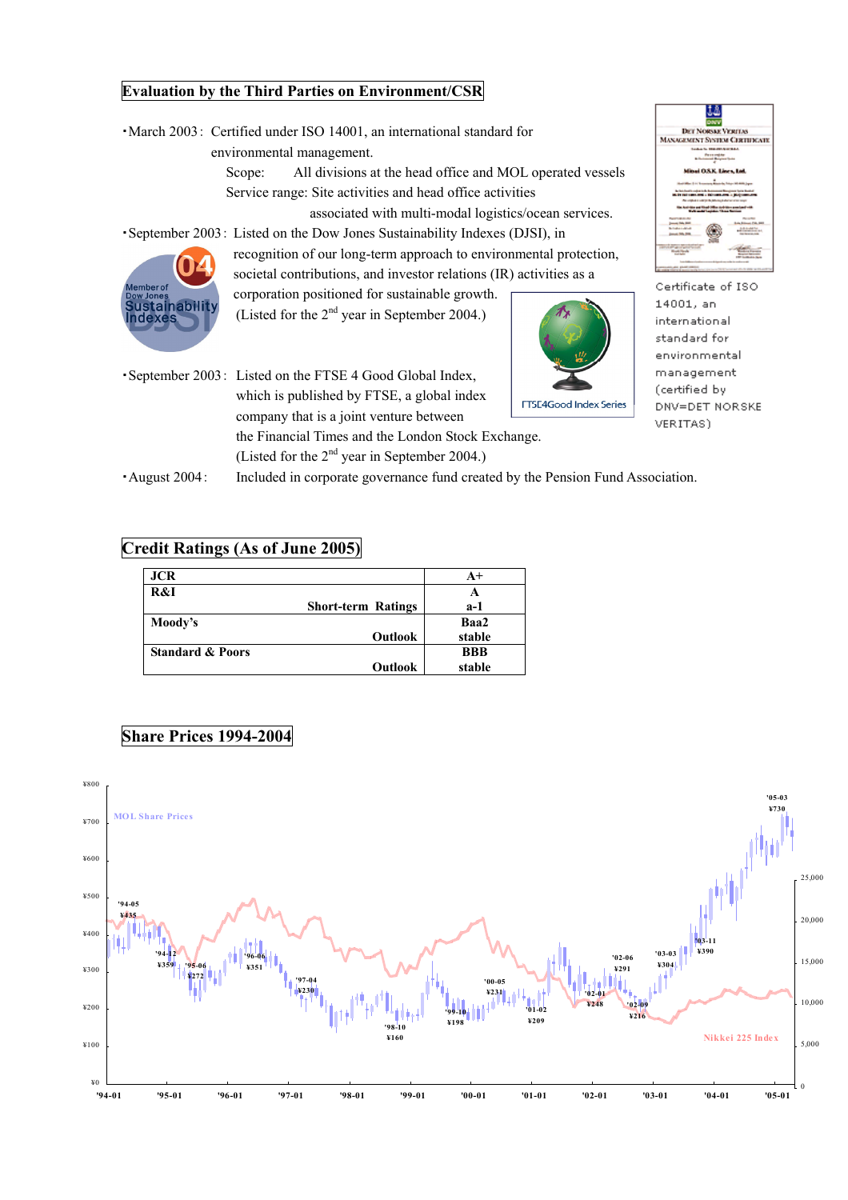## Evaluation by the Third Parties on Environment/CSR

・March 2003 : Certified under ISO 14001, an international standard for environmental management.

Scope: All divisions at the head office and MOL operated vessels

Service range: Site activities and head office activities associated with multi-modal logistics/ocean services.

・September 2003 : Listed on the Dow Jones Sustainability Indexes (DJSI), in recognition of our long-term approach to environmental protection, societal contributions, and investor relations (IR) activities as a corporation positioned for sustainable growth. (Listed for the 2nd year in September 2004.)

04
Member of Dow Jones Sustainability Indexes

・September 2003 : Listed on the FTSE 4 Good Global Index, which is published by FTSE, a global index company that is a joint venture between the Financial Times and the London Stock Exchange. (Listed for the 2nd year in September 2004.)

FTSE4Good Index Series

・August 2004 : Included in corporate governance fund created by the Pension Fund Association.

DET NORSKE VERITAS
MANAGEMENT SYSTEM CERTIFICATE
Mitsui O.S.K. Lines, Ltd.

Certificate of ISO 14001, an international standard for environmental management (certified by DNV=DET NORSKE VERITAS)

## Credit Ratings (As of June 2005)

| | |
|---|---|
| JCR | A+ |
| R&I | A |
| Short-term Ratings | a-1 |
| Moody's | Baa2 |
| Outlook | stable |
| Standard & Poors | BBB |
| Outlook | stable |

## Share Prices 1994-2004

MOL Share Prices

Nikkei 225 Index

¥800
¥700
¥600
¥500
¥400
¥300
¥200
¥100
¥0

25,000
20,000
15,000
10,000
5,000
0

'94-05 ¥435
'94-12 ¥359
'95-06 ¥272
'96-06 ¥351
'97-04 ¥230
'98-10 ¥160
'99-10 ¥198
'00-05 ¥231
'01-02 ¥209
'02-01 ¥248
'02-06 ¥291
'02-09 ¥216
'03-03 ¥304
'03-11 ¥390
'05-03 ¥730

'94-01 '95-01 '96-01 '97-01 '98-01 '99-01 '00-01 '01-01 '02-01 '03-01 '04-01 '05-01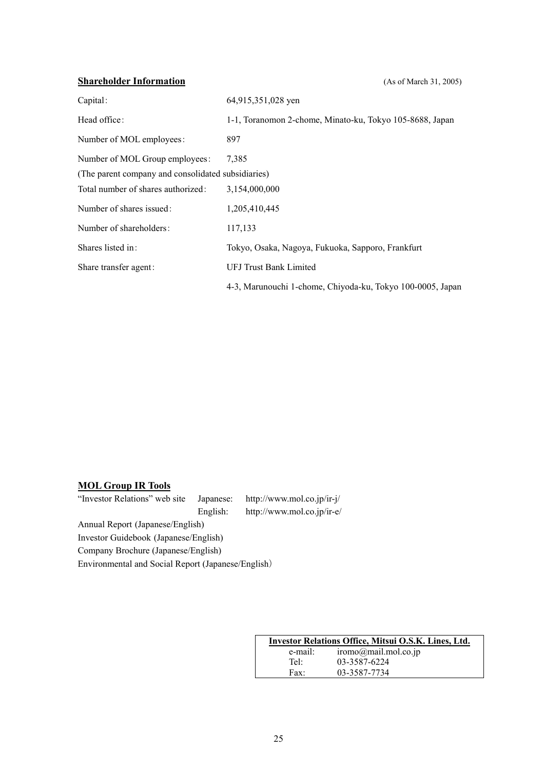## Shareholder Information

(As of March 31, 2005)

| | |
|---|---|
| Capital: | 64,915,351,028 yen |
| Head office: | 1-1, Toranomon 2-chome, Minato-ku, Tokyo 105-8688, Japan |
| Number of MOL employees: | 897 |
| Number of MOL Group employees: (The parent company and consolidated subsidiaries) | 7,385 |
| Total number of shares authorized: | 3,154,000,000 |
| Number of shares issued: | 1,205,410,445 |
| Number of shareholders: | 117,133 |
| Shares listed in: | Tokyo, Osaka, Nagoya, Fukuoka, Sapporo, Frankfurt |
| Share transfer agent: | UFJ Trust Bank Limited<br>4-3, Marunouchi 1-chome, Chiyoda-ku, Tokyo 100-0005, Japan |

## MOL Group IR Tools

| | | |
|---|---|---|
| "Investor Relations" web site | Japanese: | http://www.mol.co.jp/ir-j/ |
| | English: | http://www.mol.co.jp/ir-e/ |

Annual Report (Japanese/English)

Investor Guidebook (Japanese/English)

Company Brochure (Japanese/English)

Environmental and Social Report (Japanese/English)

| Investor Relations Office, Mitsui O.S.K. Lines, Ltd. | |
|---|---|
| e-mail: | iromo@mail.mol.co.jp |
| Tel: | 03-3587-6224 |
| Fax: | 03-3587-7734 |